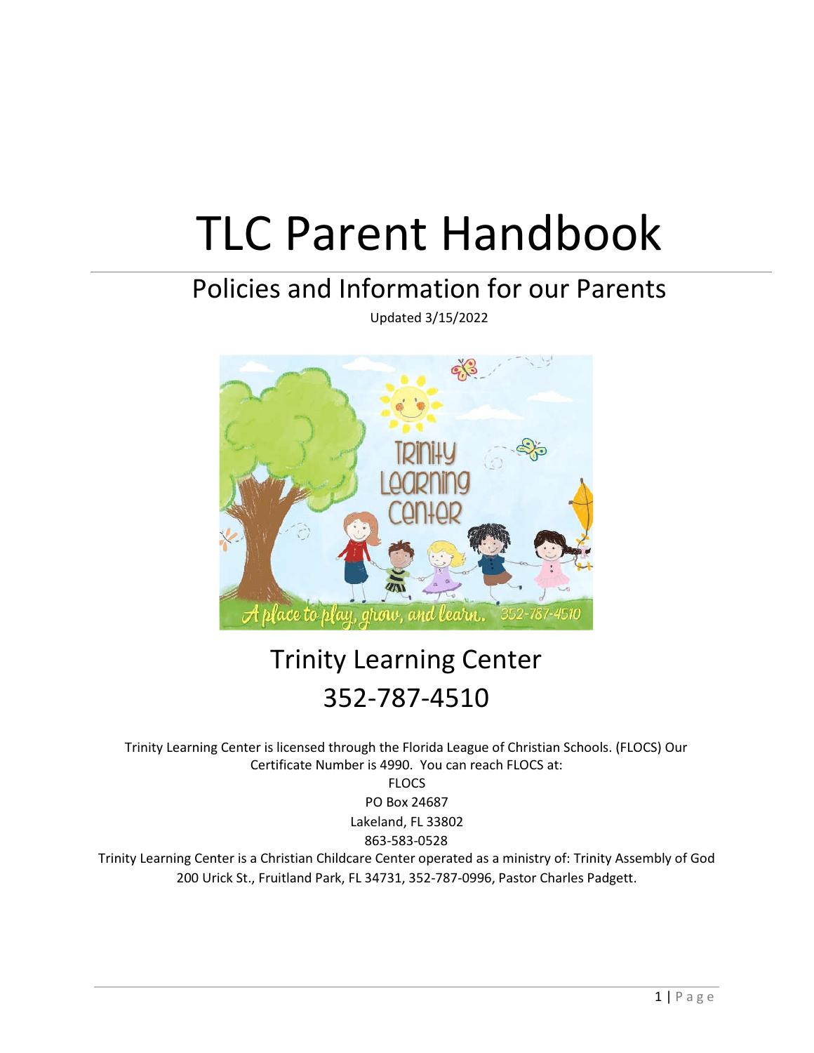# TLC Parent Handbook

## Policies and Information for our Parents

Updated 3/15/2022

Trinity Learning Center

352-787-4510

Trinity Learning Center is licensed through the Florida League of Christian Schools. (FLOCS) Our Certificate Number is 4990. You can reach FLOCS at:

FLOCS
PO Box 24687
Lakeland, FL 33802
863-583-0528

Trinity Learning Center is a Christian Childcare Center operated as a ministry of: Trinity Assembly of God 200 Urick St., Fruitland Park, FL 34731, 352-787-0996, Pastor Charles Padgett.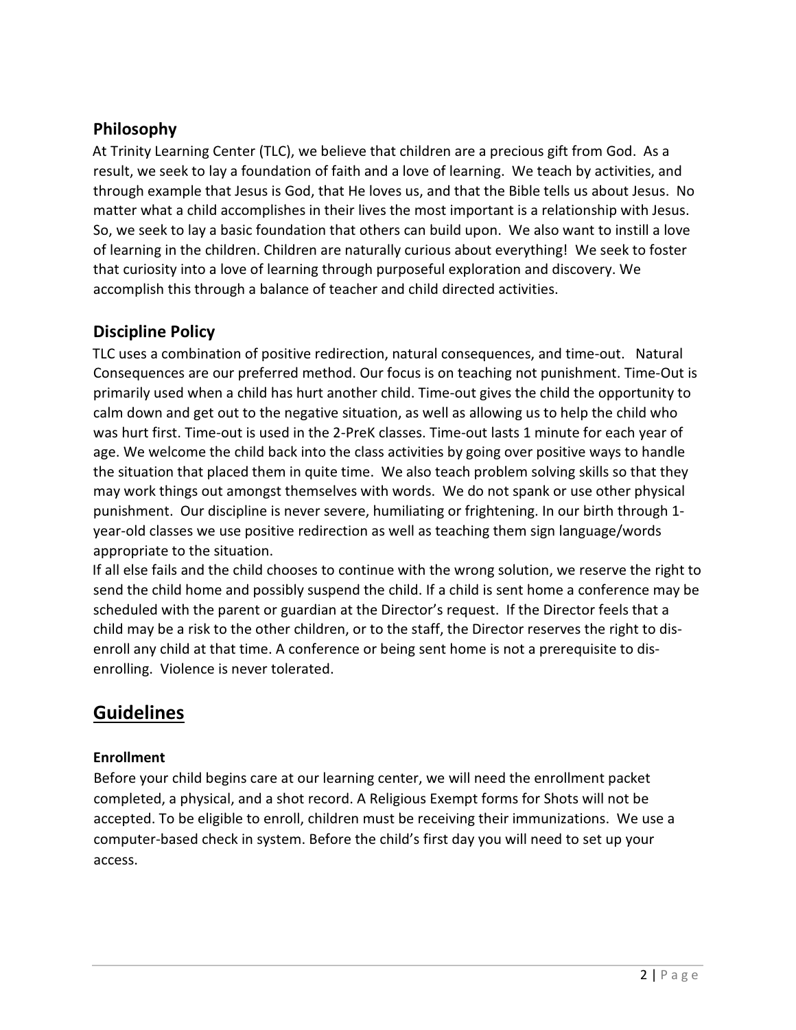## Philosophy

At Trinity Learning Center (TLC), we believe that children are a precious gift from God. As a result, we seek to lay a foundation of faith and a love of learning. We teach by activities, and through example that Jesus is God, that He loves us, and that the Bible tells us about Jesus. No matter what a child accomplishes in their lives the most important is a relationship with Jesus. So, we seek to lay a basic foundation that others can build upon. We also want to instill a love of learning in the children. Children are naturally curious about everything! We seek to foster that curiosity into a love of learning through purposeful exploration and discovery. We accomplish this through a balance of teacher and child directed activities.

## Discipline Policy

TLC uses a combination of positive redirection, natural consequences, and time-out. Natural Consequences are our preferred method. Our focus is on teaching not punishment. Time-Out is primarily used when a child has hurt another child. Time-out gives the child the opportunity to calm down and get out to the negative situation, as well as allowing us to help the child who was hurt first. Time-out is used in the 2-PreK classes. Time-out lasts 1 minute for each year of age. We welcome the child back into the class activities by going over positive ways to handle the situation that placed them in quite time. We also teach problem solving skills so that they may work things out amongst themselves with words. We do not spank or use other physical punishment. Our discipline is never severe, humiliating or frightening. In our birth through 1-year-old classes we use positive redirection as well as teaching them sign language/words appropriate to the situation.

If all else fails and the child chooses to continue with the wrong solution, we reserve the right to send the child home and possibly suspend the child. If a child is sent home a conference may be scheduled with the parent or guardian at the Director's request. If the Director feels that a child may be a risk to the other children, or to the staff, the Director reserves the right to dis-enroll any child at that time. A conference or being sent home is not a prerequisite to dis-enrolling. Violence is never tolerated.

# Guidelines

### Enrollment

Before your child begins care at our learning center, we will need the enrollment packet completed, a physical, and a shot record. A Religious Exempt forms for Shots will not be accepted. To be eligible to enroll, children must be receiving their immunizations. We use a computer-based check in system. Before the child's first day you will need to set up your access.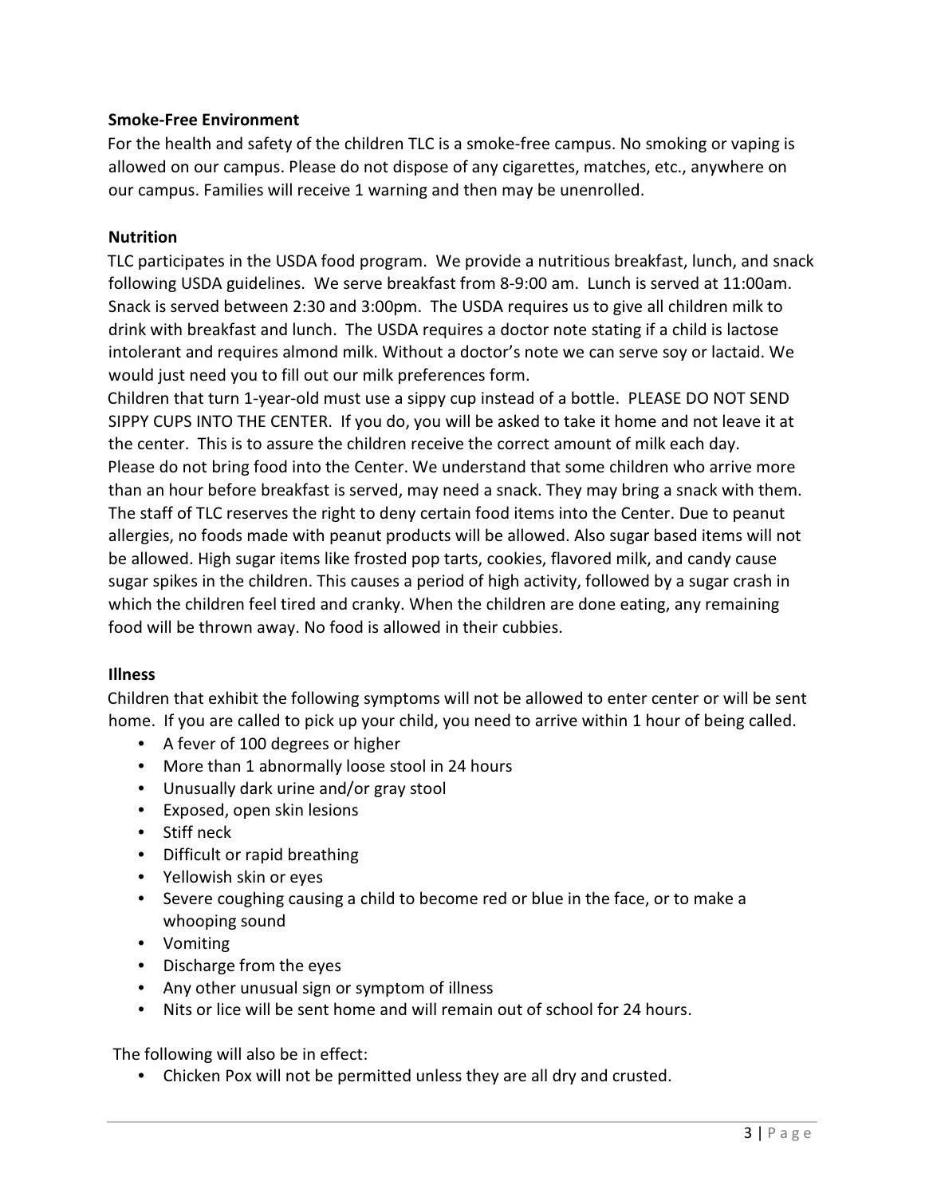**Smoke-Free Environment**

For the health and safety of the children TLC is a smoke-free campus. No smoking or vaping is allowed on our campus. Please do not dispose of any cigarettes, matches, etc., anywhere on our campus. Families will receive 1 warning and then may be unenrolled.

**Nutrition**

TLC participates in the USDA food program. We provide a nutritious breakfast, lunch, and snack following USDA guidelines. We serve breakfast from 8-9:00 am. Lunch is served at 11:00am. Snack is served between 2:30 and 3:00pm. The USDA requires us to give all children milk to drink with breakfast and lunch. The USDA requires a doctor note stating if a child is lactose intolerant and requires almond milk. Without a doctor's note we can serve soy or lactaid. We would just need you to fill out our milk preferences form.

Children that turn 1-year-old must use a sippy cup instead of a bottle. PLEASE DO NOT SEND SIPPY CUPS INTO THE CENTER. If you do, you will be asked to take it home and not leave it at the center. This is to assure the children receive the correct amount of milk each day.

Please do not bring food into the Center. We understand that some children who arrive more than an hour before breakfast is served, may need a snack. They may bring a snack with them. The staff of TLC reserves the right to deny certain food items into the Center. Due to peanut allergies, no foods made with peanut products will be allowed. Also sugar based items will not be allowed. High sugar items like frosted pop tarts, cookies, flavored milk, and candy cause sugar spikes in the children. This causes a period of high activity, followed by a sugar crash in which the children feel tired and cranky. When the children are done eating, any remaining food will be thrown away. No food is allowed in their cubbies.

**Illness**

Children that exhibit the following symptoms will not be allowed to enter center or will be sent home. If you are called to pick up your child, you need to arrive within 1 hour of being called.

- A fever of 100 degrees or higher
- More than 1 abnormally loose stool in 24 hours
- Unusually dark urine and/or gray stool
- Exposed, open skin lesions
- Stiff neck
- Difficult or rapid breathing
- Yellowish skin or eyes
- Severe coughing causing a child to become red or blue in the face, or to make a whooping sound
- Vomiting
- Discharge from the eyes
- Any other unusual sign or symptom of illness
- Nits or lice will be sent home and will remain out of school for 24 hours.

The following will also be in effect:

- Chicken Pox will not be permitted unless they are all dry and crusted.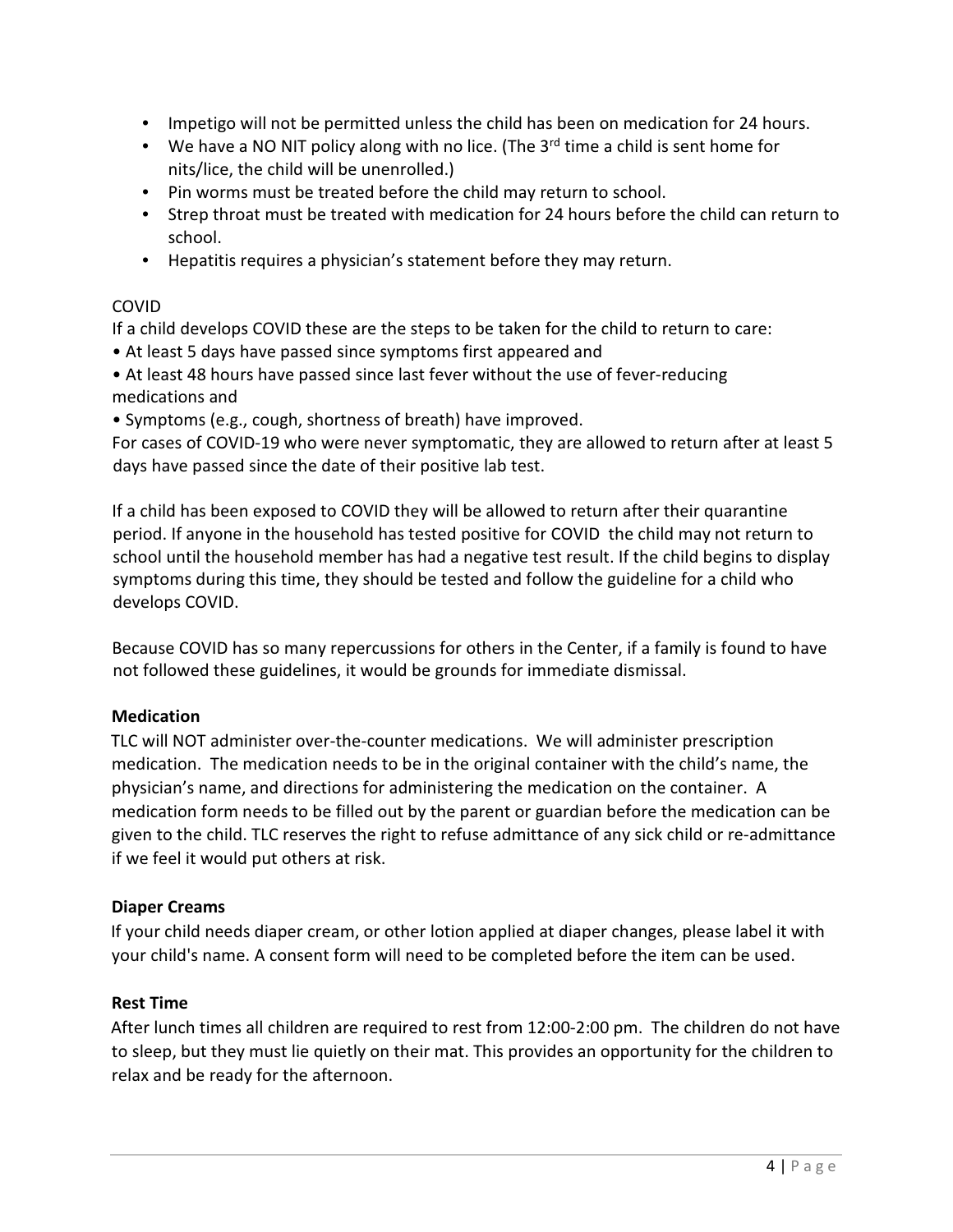- Impetigo will not be permitted unless the child has been on medication for 24 hours.
- We have a NO NIT policy along with no lice. (The 3rd time a child is sent home for nits/lice, the child will be unenrolled.)
- Pin worms must be treated before the child may return to school.
- Strep throat must be treated with medication for 24 hours before the child can return to school.
- Hepatitis requires a physician's statement before they may return.

COVID

If a child develops COVID these are the steps to be taken for the child to return to care:

- At least 5 days have passed since symptoms first appeared and
- At least 48 hours have passed since last fever without the use of fever-reducing medications and
- Symptoms (e.g., cough, shortness of breath) have improved.

For cases of COVID-19 who were never symptomatic, they are allowed to return after at least 5 days have passed since the date of their positive lab test.

If a child has been exposed to COVID they will be allowed to return after their quarantine period. If anyone in the household has tested positive for COVID the child may not return to school until the household member has had a negative test result. If the child begins to display symptoms during this time, they should be tested and follow the guideline for a child who develops COVID.

Because COVID has so many repercussions for others in the Center, if a family is found to have not followed these guidelines, it would be grounds for immediate dismissal.

**Medication**

TLC will NOT administer over-the-counter medications. We will administer prescription medication. The medication needs to be in the original container with the child's name, the physician's name, and directions for administering the medication on the container. A medication form needs to be filled out by the parent or guardian before the medication can be given to the child. TLC reserves the right to refuse admittance of any sick child or re-admittance if we feel it would put others at risk.

**Diaper Creams**

If your child needs diaper cream, or other lotion applied at diaper changes, please label it with your child's name. A consent form will need to be completed before the item can be used.

**Rest Time**

After lunch times all children are required to rest from 12:00-2:00 pm. The children do not have to sleep, but they must lie quietly on their mat. This provides an opportunity for the children to relax and be ready for the afternoon.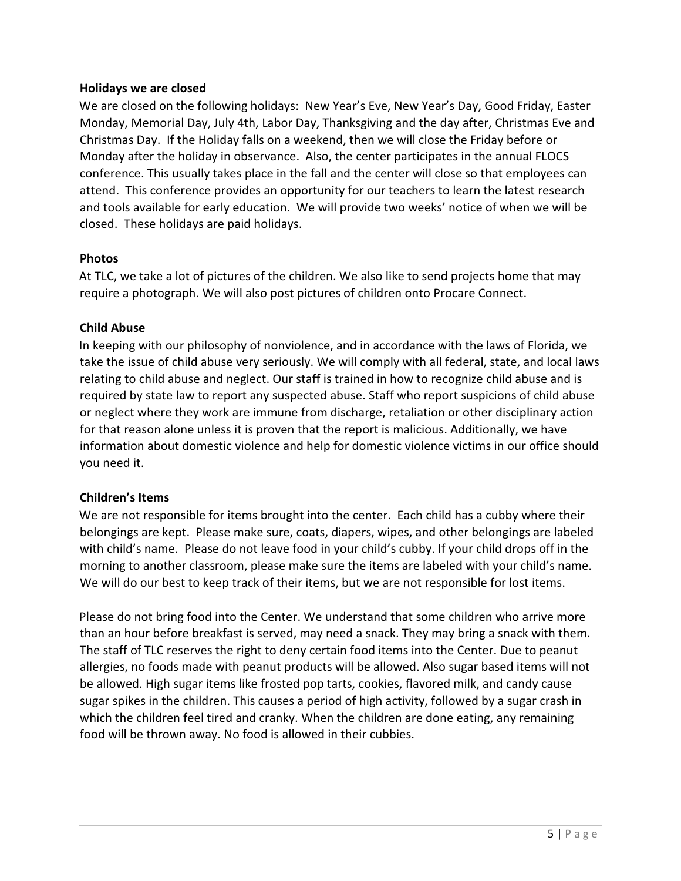**Holidays we are closed**

We are closed on the following holidays: New Year's Eve, New Year's Day, Good Friday, Easter Monday, Memorial Day, July 4th, Labor Day, Thanksgiving and the day after, Christmas Eve and Christmas Day. If the Holiday falls on a weekend, then we will close the Friday before or Monday after the holiday in observance. Also, the center participates in the annual FLOCS conference. This usually takes place in the fall and the center will close so that employees can attend. This conference provides an opportunity for our teachers to learn the latest research and tools available for early education. We will provide two weeks' notice of when we will be closed. These holidays are paid holidays.

**Photos**

At TLC, we take a lot of pictures of the children. We also like to send projects home that may require a photograph. We will also post pictures of children onto Procare Connect.

**Child Abuse**

In keeping with our philosophy of nonviolence, and in accordance with the laws of Florida, we take the issue of child abuse very seriously. We will comply with all federal, state, and local laws relating to child abuse and neglect. Our staff is trained in how to recognize child abuse and is required by state law to report any suspected abuse. Staff who report suspicions of child abuse or neglect where they work are immune from discharge, retaliation or other disciplinary action for that reason alone unless it is proven that the report is malicious. Additionally, we have information about domestic violence and help for domestic violence victims in our office should you need it.

**Children's Items**

We are not responsible for items brought into the center. Each child has a cubby where their belongings are kept. Please make sure, coats, diapers, wipes, and other belongings are labeled with child's name. Please do not leave food in your child's cubby. If your child drops off in the morning to another classroom, please make sure the items are labeled with your child's name. We will do our best to keep track of their items, but we are not responsible for lost items.

Please do not bring food into the Center. We understand that some children who arrive more than an hour before breakfast is served, may need a snack. They may bring a snack with them. The staff of TLC reserves the right to deny certain food items into the Center. Due to peanut allergies, no foods made with peanut products will be allowed. Also sugar based items will not be allowed. High sugar items like frosted pop tarts, cookies, flavored milk, and candy cause sugar spikes in the children. This causes a period of high activity, followed by a sugar crash in which the children feel tired and cranky. When the children are done eating, any remaining food will be thrown away. No food is allowed in their cubbies.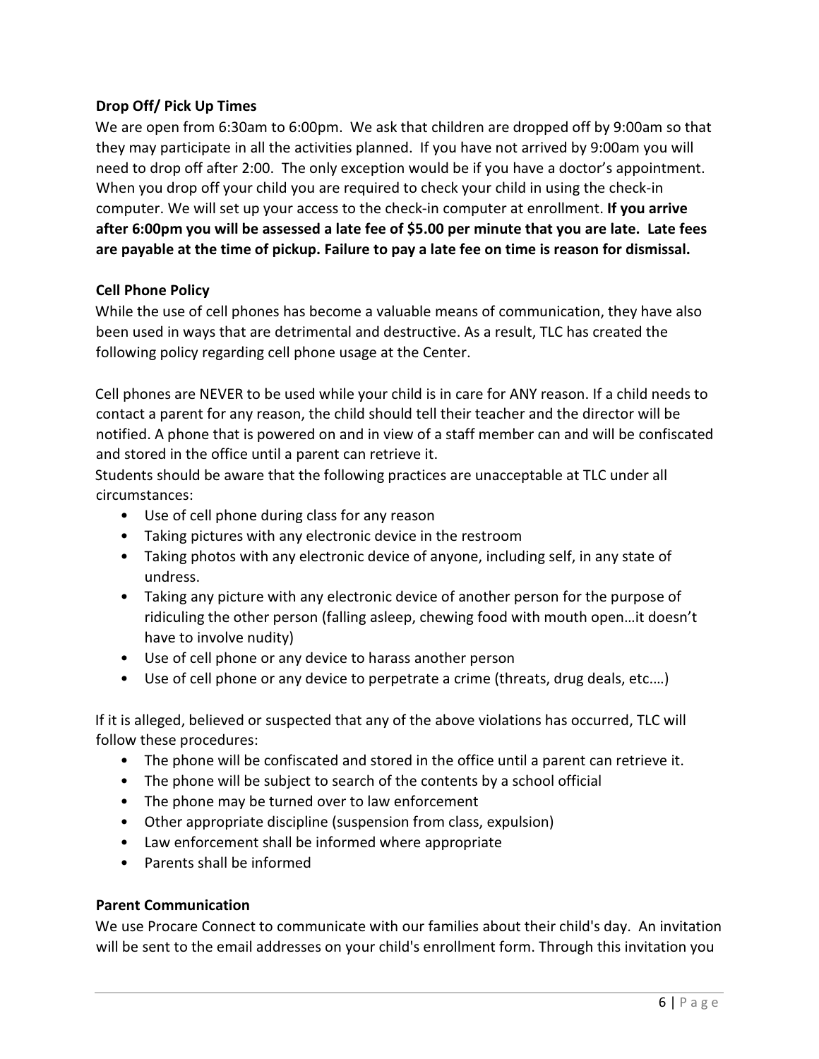**Drop Off/ Pick Up Times**

We are open from 6:30am to 6:00pm. We ask that children are dropped off by 9:00am so that they may participate in all the activities planned. If you have not arrived by 9:00am you will need to drop off after 2:00. The only exception would be if you have a doctor's appointment. When you drop off your child you are required to check your child in using the check-in computer. We will set up your access to the check-in computer at enrollment. **If you arrive after 6:00pm you will be assessed a late fee of $5.00 per minute that you are late. Late fees are payable at the time of pickup. Failure to pay a late fee on time is reason for dismissal.**

**Cell Phone Policy**

While the use of cell phones has become a valuable means of communication, they have also been used in ways that are detrimental and destructive. As a result, TLC has created the following policy regarding cell phone usage at the Center.

Cell phones are NEVER to be used while your child is in care for ANY reason. If a child needs to contact a parent for any reason, the child should tell their teacher and the director will be notified. A phone that is powered on and in view of a staff member can and will be confiscated and stored in the office until a parent can retrieve it.

Students should be aware that the following practices are unacceptable at TLC under all circumstances:

- Use of cell phone during class for any reason
- Taking pictures with any electronic device in the restroom
- Taking photos with any electronic device of anyone, including self, in any state of undress.
- Taking any picture with any electronic device of another person for the purpose of ridiculing the other person (falling asleep, chewing food with mouth open…it doesn't have to involve nudity)
- Use of cell phone or any device to harass another person
- Use of cell phone or any device to perpetrate a crime (threats, drug deals, etc.…)

If it is alleged, believed or suspected that any of the above violations has occurred, TLC will follow these procedures:

- The phone will be confiscated and stored in the office until a parent can retrieve it.
- The phone will be subject to search of the contents by a school official
- The phone may be turned over to law enforcement
- Other appropriate discipline (suspension from class, expulsion)
- Law enforcement shall be informed where appropriate
- Parents shall be informed

**Parent Communication**

We use Procare Connect to communicate with our families about their child's day. An invitation will be sent to the email addresses on your child's enrollment form. Through this invitation you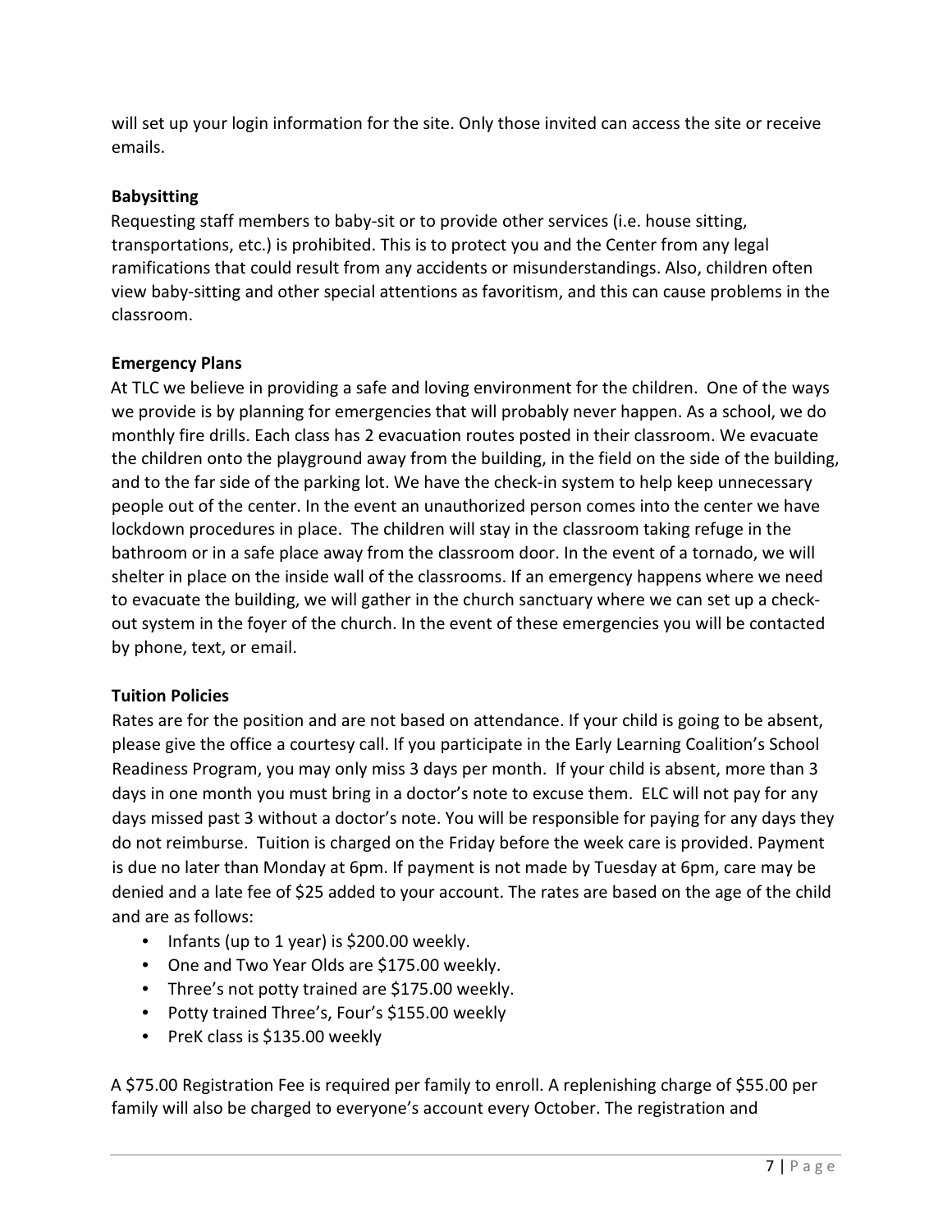will set up your login information for the site. Only those invited can access the site or receive emails.

**Babysitting**

Requesting staff members to baby-sit or to provide other services (i.e. house sitting, transportations, etc.) is prohibited. This is to protect you and the Center from any legal ramifications that could result from any accidents or misunderstandings. Also, children often view baby-sitting and other special attentions as favoritism, and this can cause problems in the classroom.

**Emergency Plans**

At TLC we believe in providing a safe and loving environment for the children. One of the ways we provide is by planning for emergencies that will probably never happen. As a school, we do monthly fire drills. Each class has 2 evacuation routes posted in their classroom. We evacuate the children onto the playground away from the building, in the field on the side of the building, and to the far side of the parking lot. We have the check-in system to help keep unnecessary people out of the center. In the event an unauthorized person comes into the center we have lockdown procedures in place. The children will stay in the classroom taking refuge in the bathroom or in a safe place away from the classroom door. In the event of a tornado, we will shelter in place on the inside wall of the classrooms. If an emergency happens where we need to evacuate the building, we will gather in the church sanctuary where we can set up a check-out system in the foyer of the church. In the event of these emergencies you will be contacted by phone, text, or email.

**Tuition Policies**

Rates are for the position and are not based on attendance. If your child is going to be absent, please give the office a courtesy call. If you participate in the Early Learning Coalition's School Readiness Program, you may only miss 3 days per month. If your child is absent, more than 3 days in one month you must bring in a doctor's note to excuse them. ELC will not pay for any days missed past 3 without a doctor's note. You will be responsible for paying for any days they do not reimburse. Tuition is charged on the Friday before the week care is provided. Payment is due no later than Monday at 6pm. If payment is not made by Tuesday at 6pm, care may be denied and a late fee of $25 added to your account. The rates are based on the age of the child and are as follows:

- Infants (up to 1 year) is $200.00 weekly.
- One and Two Year Olds are $175.00 weekly.
- Three's not potty trained are $175.00 weekly.
- Potty trained Three's, Four's $155.00 weekly
- PreK class is $135.00 weekly

A $75.00 Registration Fee is required per family to enroll. A replenishing charge of $55.00 per family will also be charged to everyone's account every October. The registration and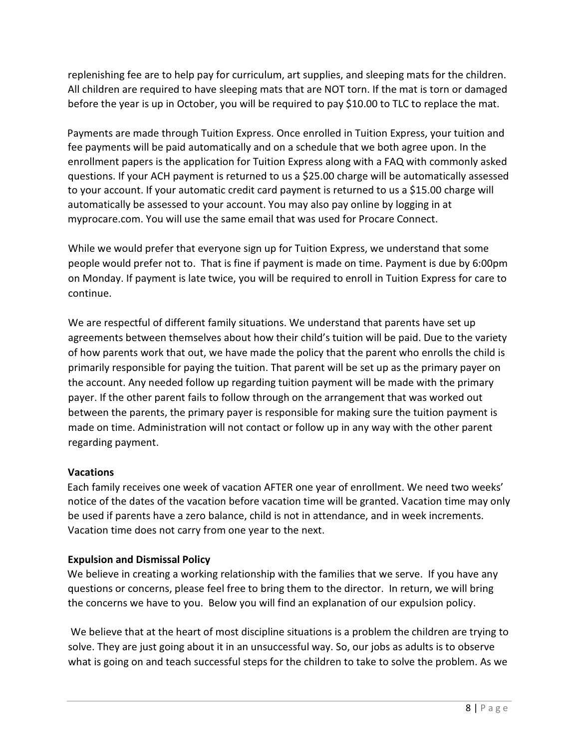replenishing fee are to help pay for curriculum, art supplies, and sleeping mats for the children. All children are required to have sleeping mats that are NOT torn. If the mat is torn or damaged before the year is up in October, you will be required to pay $10.00 to TLC to replace the mat.

Payments are made through Tuition Express. Once enrolled in Tuition Express, your tuition and fee payments will be paid automatically and on a schedule that we both agree upon. In the enrollment papers is the application for Tuition Express along with a FAQ with commonly asked questions. If your ACH payment is returned to us a $25.00 charge will be automatically assessed to your account. If your automatic credit card payment is returned to us a $15.00 charge will automatically be assessed to your account. You may also pay online by logging in at myprocare.com. You will use the same email that was used for Procare Connect.

While we would prefer that everyone sign up for Tuition Express, we understand that some people would prefer not to. That is fine if payment is made on time. Payment is due by 6:00pm on Monday. If payment is late twice, you will be required to enroll in Tuition Express for care to continue.

We are respectful of different family situations. We understand that parents have set up agreements between themselves about how their child's tuition will be paid. Due to the variety of how parents work that out, we have made the policy that the parent who enrolls the child is primarily responsible for paying the tuition. That parent will be set up as the primary payer on the account. Any needed follow up regarding tuition payment will be made with the primary payer. If the other parent fails to follow through on the arrangement that was worked out between the parents, the primary payer is responsible for making sure the tuition payment is made on time. Administration will not contact or follow up in any way with the other parent regarding payment.

**Vacations**

Each family receives one week of vacation AFTER one year of enrollment. We need two weeks' notice of the dates of the vacation before vacation time will be granted. Vacation time may only be used if parents have a zero balance, child is not in attendance, and in week increments. Vacation time does not carry from one year to the next.

**Expulsion and Dismissal Policy**

We believe in creating a working relationship with the families that we serve. If you have any questions or concerns, please feel free to bring them to the director. In return, we will bring the concerns we have to you. Below you will find an explanation of our expulsion policy.

We believe that at the heart of most discipline situations is a problem the children are trying to solve. They are just going about it in an unsuccessful way. So, our jobs as adults is to observe what is going on and teach successful steps for the children to take to solve the problem. As we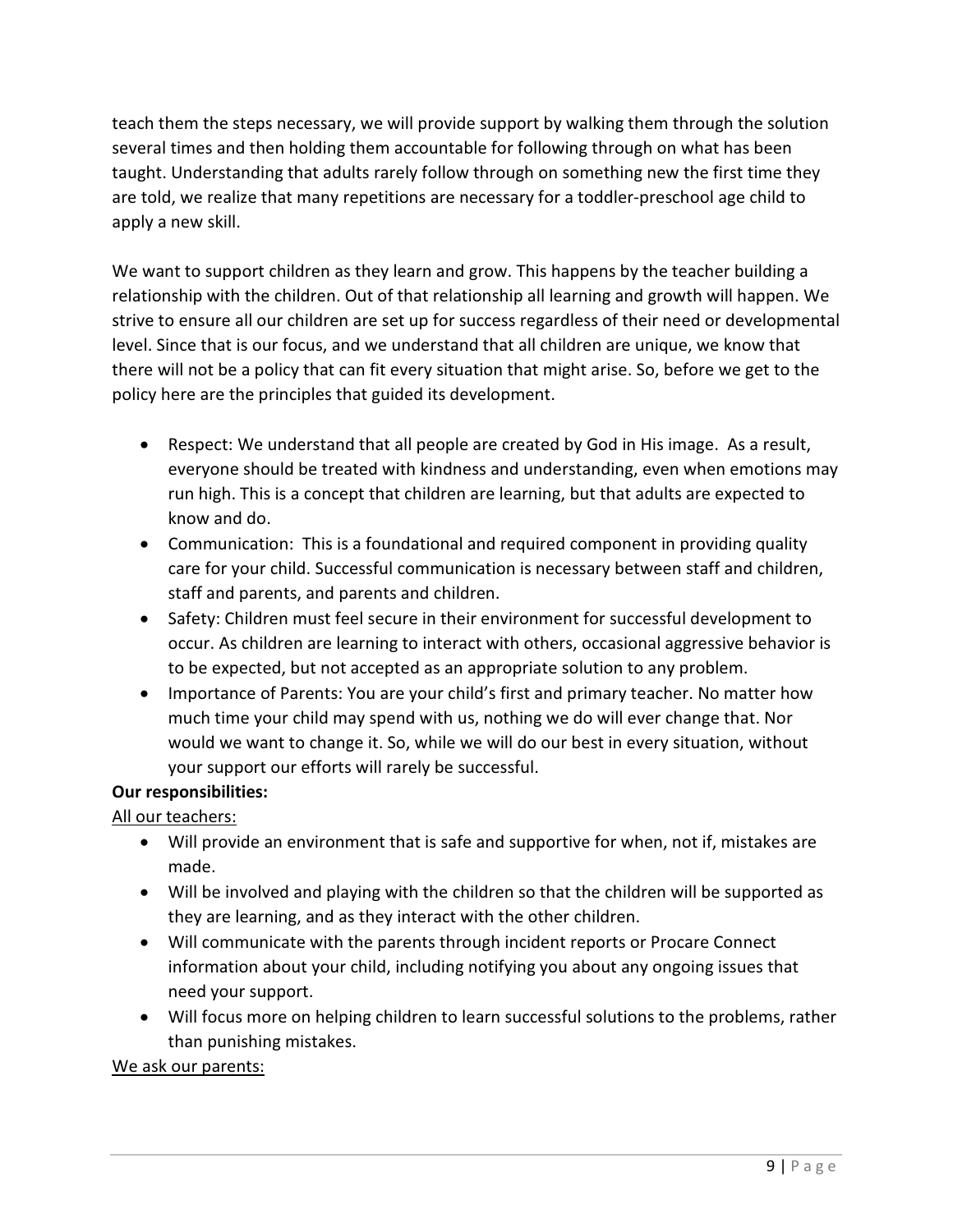teach them the steps necessary, we will provide support by walking them through the solution several times and then holding them accountable for following through on what has been taught. Understanding that adults rarely follow through on something new the first time they are told, we realize that many repetitions are necessary for a toddler-preschool age child to apply a new skill.

We want to support children as they learn and grow. This happens by the teacher building a relationship with the children. Out of that relationship all learning and growth will happen. We strive to ensure all our children are set up for success regardless of their need or developmental level. Since that is our focus, and we understand that all children are unique, we know that there will not be a policy that can fit every situation that might arise. So, before we get to the policy here are the principles that guided its development.

- Respect: We understand that all people are created by God in His image. As a result, everyone should be treated with kindness and understanding, even when emotions may run high. This is a concept that children are learning, but that adults are expected to know and do.
- Communication: This is a foundational and required component in providing quality care for your child. Successful communication is necessary between staff and children, staff and parents, and parents and children.
- Safety: Children must feel secure in their environment for successful development to occur. As children are learning to interact with others, occasional aggressive behavior is to be expected, but not accepted as an appropriate solution to any problem.
- Importance of Parents: You are your child's first and primary teacher. No matter how much time your child may spend with us, nothing we do will ever change that. Nor would we want to change it. So, while we will do our best in every situation, without your support our efforts will rarely be successful.

**Our responsibilities:**

<u>All our teachers:</u>

- Will provide an environment that is safe and supportive for when, not if, mistakes are made.
- Will be involved and playing with the children so that the children will be supported as they are learning, and as they interact with the other children.
- Will communicate with the parents through incident reports or Procare Connect information about your child, including notifying you about any ongoing issues that need your support.
- Will focus more on helping children to learn successful solutions to the problems, rather than punishing mistakes.

<u>We ask our parents:</u>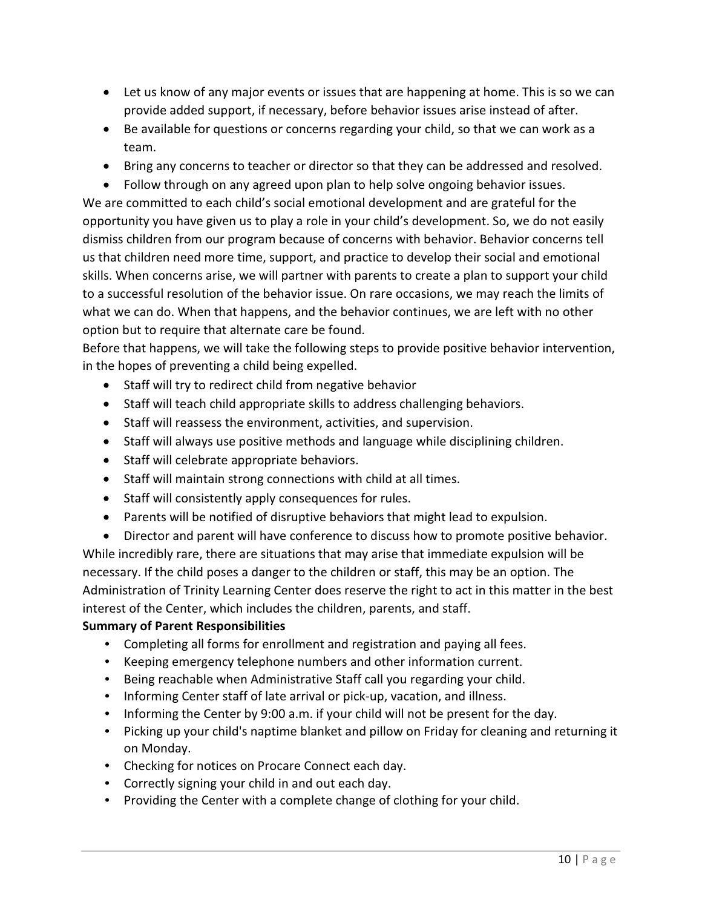- Let us know of any major events or issues that are happening at home. This is so we can provide added support, if necessary, before behavior issues arise instead of after.
- Be available for questions or concerns regarding your child, so that we can work as a team.
- Bring any concerns to teacher or director so that they can be addressed and resolved.
- Follow through on any agreed upon plan to help solve ongoing behavior issues.

We are committed to each child's social emotional development and are grateful for the opportunity you have given us to play a role in your child's development. So, we do not easily dismiss children from our program because of concerns with behavior. Behavior concerns tell us that children need more time, support, and practice to develop their social and emotional skills. When concerns arise, we will partner with parents to create a plan to support your child to a successful resolution of the behavior issue. On rare occasions, we may reach the limits of what we can do. When that happens, and the behavior continues, we are left with no other option but to require that alternate care be found.

Before that happens, we will take the following steps to provide positive behavior intervention, in the hopes of preventing a child being expelled.

- Staff will try to redirect child from negative behavior
- Staff will teach child appropriate skills to address challenging behaviors.
- Staff will reassess the environment, activities, and supervision.
- Staff will always use positive methods and language while disciplining children.
- Staff will celebrate appropriate behaviors.
- Staff will maintain strong connections with child at all times.
- Staff will consistently apply consequences for rules.
- Parents will be notified of disruptive behaviors that might lead to expulsion.
- Director and parent will have conference to discuss how to promote positive behavior.

While incredibly rare, there are situations that may arise that immediate expulsion will be necessary. If the child poses a danger to the children or staff, this may be an option. The Administration of Trinity Learning Center does reserve the right to act in this matter in the best interest of the Center, which includes the children, parents, and staff.

**Summary of Parent Responsibilities**

- Completing all forms for enrollment and registration and paying all fees.
- Keeping emergency telephone numbers and other information current.
- Being reachable when Administrative Staff call you regarding your child.
- Informing Center staff of late arrival or pick-up, vacation, and illness.
- Informing the Center by 9:00 a.m. if your child will not be present for the day.
- Picking up your child's naptime blanket and pillow on Friday for cleaning and returning it on Monday.
- Checking for notices on Procare Connect each day.
- Correctly signing your child in and out each day.
- Providing the Center with a complete change of clothing for your child.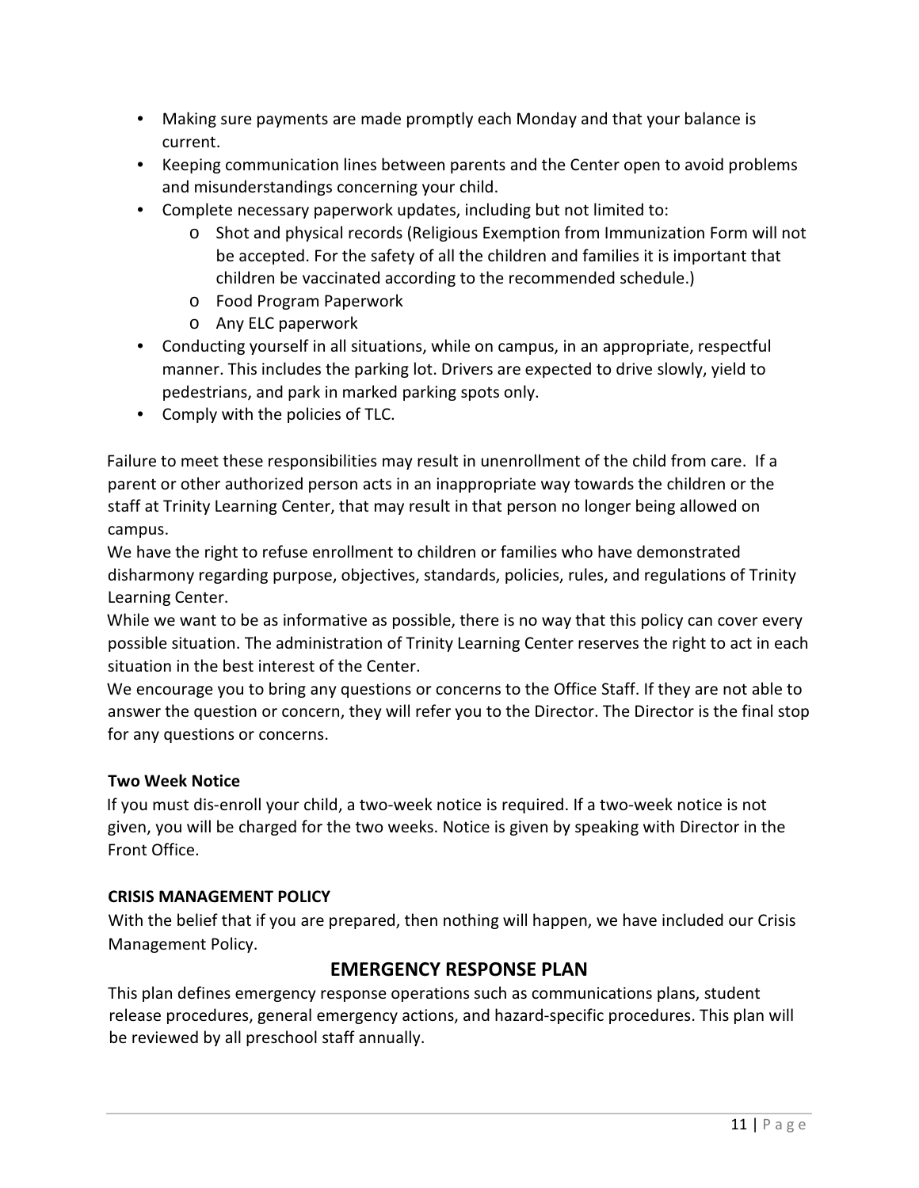- Making sure payments are made promptly each Monday and that your balance is current.
- Keeping communication lines between parents and the Center open to avoid problems and misunderstandings concerning your child.
- Complete necessary paperwork updates, including but not limited to:
  - Shot and physical records (Religious Exemption from Immunization Form will not be accepted. For the safety of all the children and families it is important that children be vaccinated according to the recommended schedule.)
  - Food Program Paperwork
  - Any ELC paperwork
- Conducting yourself in all situations, while on campus, in an appropriate, respectful manner. This includes the parking lot. Drivers are expected to drive slowly, yield to pedestrians, and park in marked parking spots only.
- Comply with the policies of TLC.

Failure to meet these responsibilities may result in unenrollment of the child from care. If a parent or other authorized person acts in an inappropriate way towards the children or the staff at Trinity Learning Center, that may result in that person no longer being allowed on campus.

We have the right to refuse enrollment to children or families who have demonstrated disharmony regarding purpose, objectives, standards, policies, rules, and regulations of Trinity Learning Center.

While we want to be as informative as possible, there is no way that this policy can cover every possible situation. The administration of Trinity Learning Center reserves the right to act in each situation in the best interest of the Center.

We encourage you to bring any questions or concerns to the Office Staff. If they are not able to answer the question or concern, they will refer you to the Director. The Director is the final stop for any questions or concerns.

**Two Week Notice**

If you must dis-enroll your child, a two-week notice is required. If a two-week notice is not given, you will be charged for the two weeks. Notice is given by speaking with Director in the Front Office.

**CRISIS MANAGEMENT POLICY**

With the belief that if you are prepared, then nothing will happen, we have included our Crisis Management Policy.

## EMERGENCY RESPONSE PLAN

This plan defines emergency response operations such as communications plans, student release procedures, general emergency actions, and hazard-specific procedures. This plan will be reviewed by all preschool staff annually.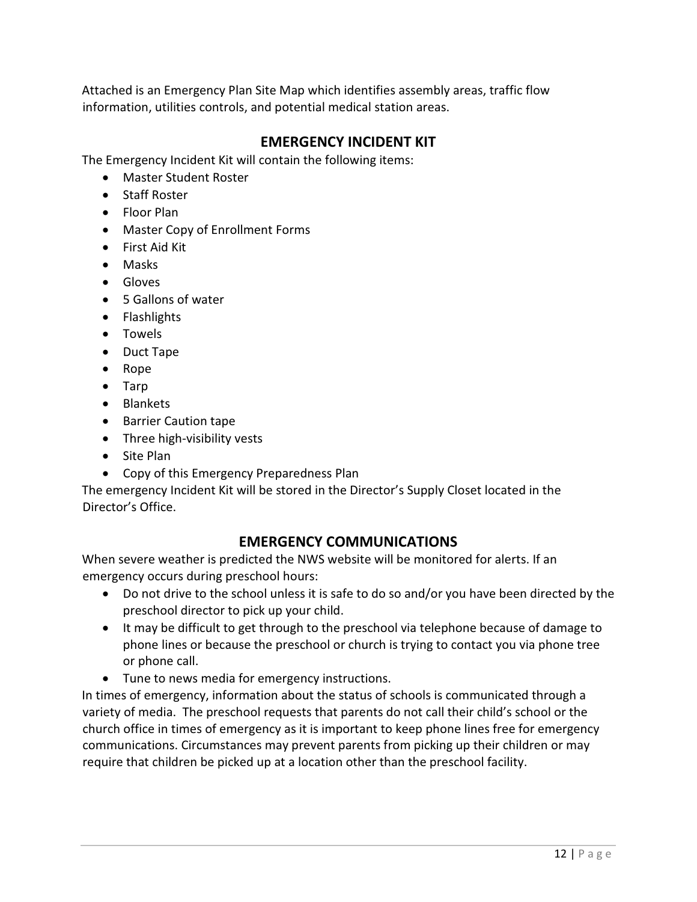Attached is an Emergency Plan Site Map which identifies assembly areas, traffic flow information, utilities controls, and potential medical station areas.

## EMERGENCY INCIDENT KIT

The Emergency Incident Kit will contain the following items:

- Master Student Roster
- Staff Roster
- Floor Plan
- Master Copy of Enrollment Forms
- First Aid Kit
- Masks
- Gloves
- 5 Gallons of water
- Flashlights
- Towels
- Duct Tape
- Rope
- Tarp
- Blankets
- Barrier Caution tape
- Three high-visibility vests
- Site Plan
- Copy of this Emergency Preparedness Plan

The emergency Incident Kit will be stored in the Director's Supply Closet located in the Director's Office.

## EMERGENCY COMMUNICATIONS

When severe weather is predicted the NWS website will be monitored for alerts. If an emergency occurs during preschool hours:

- Do not drive to the school unless it is safe to do so and/or you have been directed by the preschool director to pick up your child.
- It may be difficult to get through to the preschool via telephone because of damage to phone lines or because the preschool or church is trying to contact you via phone tree or phone call.
- Tune to news media for emergency instructions.

In times of emergency, information about the status of schools is communicated through a variety of media. The preschool requests that parents do not call their child's school or the church office in times of emergency as it is important to keep phone lines free for emergency communications. Circumstances may prevent parents from picking up their children or may require that children be picked up at a location other than the preschool facility.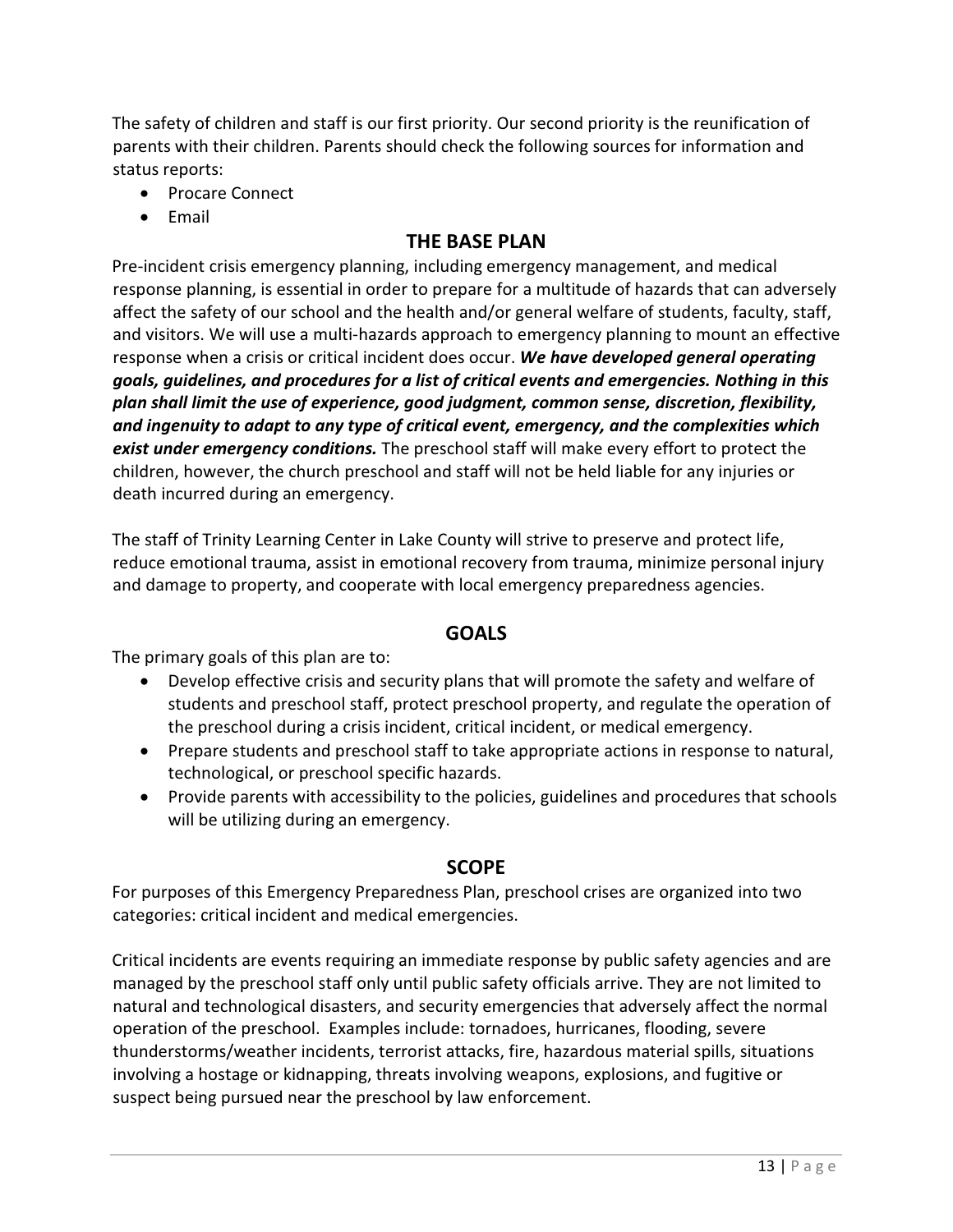The safety of children and staff is our first priority. Our second priority is the reunification of parents with their children. Parents should check the following sources for information and status reports:

- Procare Connect
- Email

## THE BASE PLAN

Pre-incident crisis emergency planning, including emergency management, and medical response planning, is essential in order to prepare for a multitude of hazards that can adversely affect the safety of our school and the health and/or general welfare of students, faculty, staff, and visitors. We will use a multi-hazards approach to emergency planning to mount an effective response when a crisis or critical incident does occur. ***We have developed general operating goals, guidelines, and procedures for a list of critical events and emergencies. Nothing in this plan shall limit the use of experience, good judgment, common sense, discretion, flexibility, and ingenuity to adapt to any type of critical event, emergency, and the complexities which exist under emergency conditions.*** The preschool staff will make every effort to protect the children, however, the church preschool and staff will not be held liable for any injuries or death incurred during an emergency.

The staff of Trinity Learning Center in Lake County will strive to preserve and protect life, reduce emotional trauma, assist in emotional recovery from trauma, minimize personal injury and damage to property, and cooperate with local emergency preparedness agencies.

## GOALS

The primary goals of this plan are to:

- Develop effective crisis and security plans that will promote the safety and welfare of students and preschool staff, protect preschool property, and regulate the operation of the preschool during a crisis incident, critical incident, or medical emergency.
- Prepare students and preschool staff to take appropriate actions in response to natural, technological, or preschool specific hazards.
- Provide parents with accessibility to the policies, guidelines and procedures that schools will be utilizing during an emergency.

## SCOPE

For purposes of this Emergency Preparedness Plan, preschool crises are organized into two categories: critical incident and medical emergencies.

Critical incidents are events requiring an immediate response by public safety agencies and are managed by the preschool staff only until public safety officials arrive. They are not limited to natural and technological disasters, and security emergencies that adversely affect the normal operation of the preschool. Examples include: tornadoes, hurricanes, flooding, severe thunderstorms/weather incidents, terrorist attacks, fire, hazardous material spills, situations involving a hostage or kidnapping, threats involving weapons, explosions, and fugitive or suspect being pursued near the preschool by law enforcement.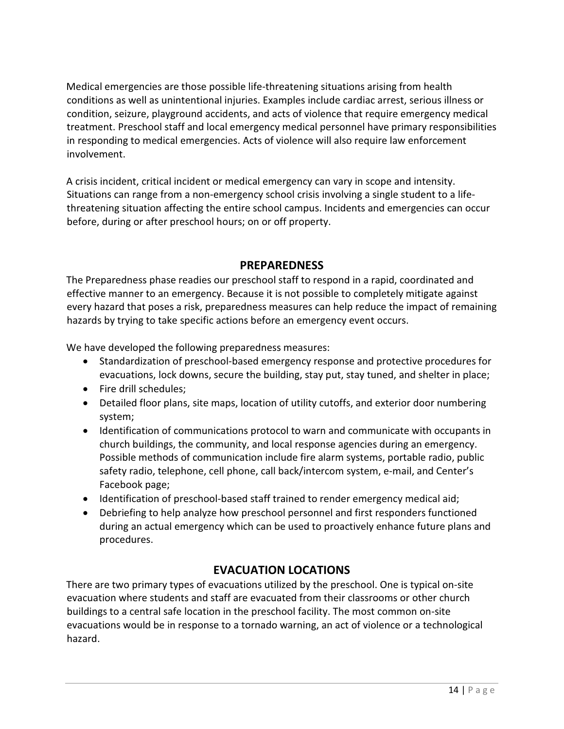Medical emergencies are those possible life-threatening situations arising from health conditions as well as unintentional injuries. Examples include cardiac arrest, serious illness or condition, seizure, playground accidents, and acts of violence that require emergency medical treatment. Preschool staff and local emergency medical personnel have primary responsibilities in responding to medical emergencies. Acts of violence will also require law enforcement involvement.

A crisis incident, critical incident or medical emergency can vary in scope and intensity. Situations can range from a non-emergency school crisis involving a single student to a life-threatening situation affecting the entire school campus. Incidents and emergencies can occur before, during or after preschool hours; on or off property.

## PREPAREDNESS

The Preparedness phase readies our preschool staff to respond in a rapid, coordinated and effective manner to an emergency. Because it is not possible to completely mitigate against every hazard that poses a risk, preparedness measures can help reduce the impact of remaining hazards by trying to take specific actions before an emergency event occurs.

We have developed the following preparedness measures:

- Standardization of preschool-based emergency response and protective procedures for evacuations, lock downs, secure the building, stay put, stay tuned, and shelter in place;
- Fire drill schedules;
- Detailed floor plans, site maps, location of utility cutoffs, and exterior door numbering system;
- Identification of communications protocol to warn and communicate with occupants in church buildings, the community, and local response agencies during an emergency. Possible methods of communication include fire alarm systems, portable radio, public safety radio, telephone, cell phone, call back/intercom system, e-mail, and Center's Facebook page;
- Identification of preschool-based staff trained to render emergency medical aid;
- Debriefing to help analyze how preschool personnel and first responders functioned during an actual emergency which can be used to proactively enhance future plans and procedures.

## EVACUATION LOCATIONS

There are two primary types of evacuations utilized by the preschool. One is typical on-site evacuation where students and staff are evacuated from their classrooms or other church buildings to a central safe location in the preschool facility. The most common on-site evacuations would be in response to a tornado warning, an act of violence or a technological hazard.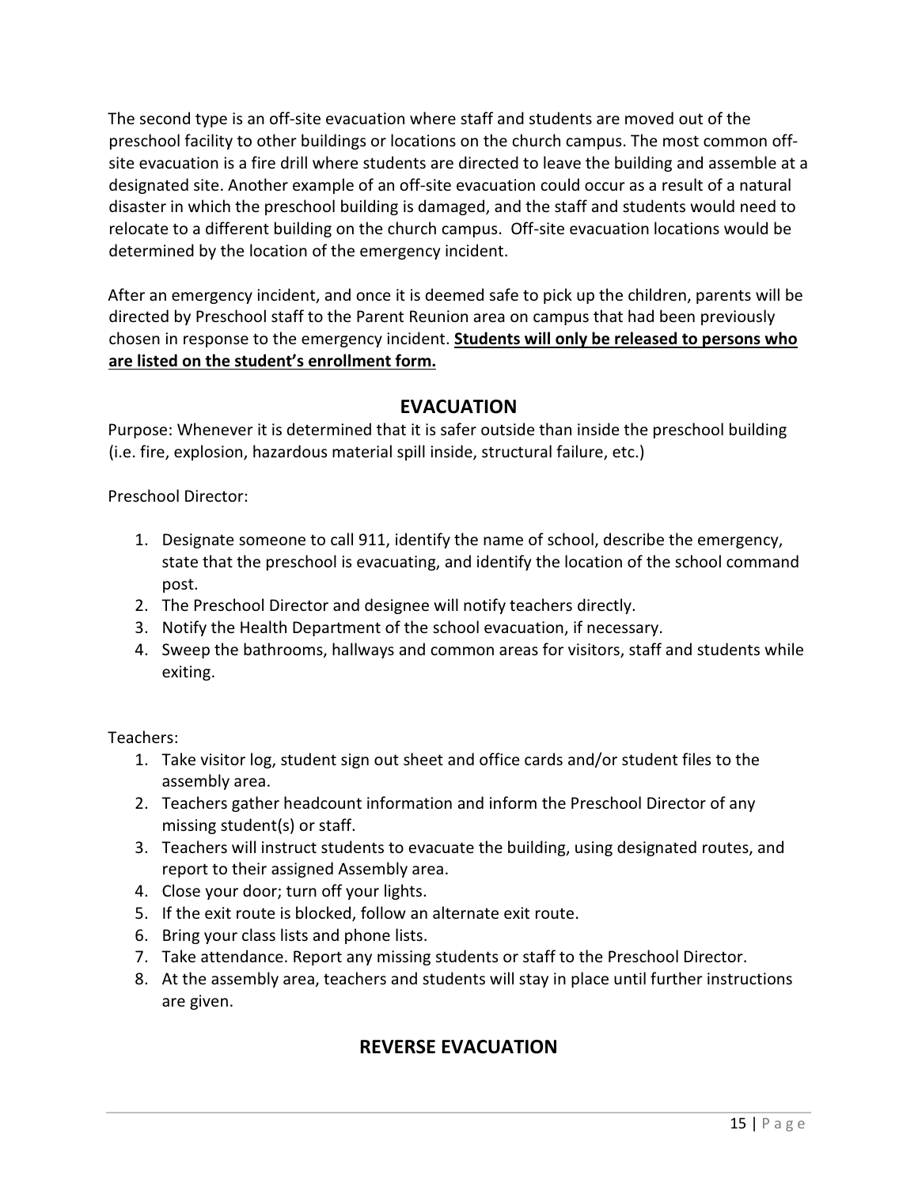The second type is an off-site evacuation where staff and students are moved out of the preschool facility to other buildings or locations on the church campus. The most common off-site evacuation is a fire drill where students are directed to leave the building and assemble at a designated site. Another example of an off-site evacuation could occur as a result of a natural disaster in which the preschool building is damaged, and the staff and students would need to relocate to a different building on the church campus. Off-site evacuation locations would be determined by the location of the emergency incident.

After an emergency incident, and once it is deemed safe to pick up the children, parents will be directed by Preschool staff to the Parent Reunion area on campus that had been previously chosen in response to the emergency incident. **Students will only be released to persons who are listed on the student's enrollment form.**

## EVACUATION

Purpose: Whenever it is determined that it is safer outside than inside the preschool building (i.e. fire, explosion, hazardous material spill inside, structural failure, etc.)

Preschool Director:

1. Designate someone to call 911, identify the name of school, describe the emergency, state that the preschool is evacuating, and identify the location of the school command post.
2. The Preschool Director and designee will notify teachers directly.
3. Notify the Health Department of the school evacuation, if necessary.
4. Sweep the bathrooms, hallways and common areas for visitors, staff and students while exiting.

Teachers:

1. Take visitor log, student sign out sheet and office cards and/or student files to the assembly area.
2. Teachers gather headcount information and inform the Preschool Director of any missing student(s) or staff.
3. Teachers will instruct students to evacuate the building, using designated routes, and report to their assigned Assembly area.
4. Close your door; turn off your lights.
5. If the exit route is blocked, follow an alternate exit route.
6. Bring your class lists and phone lists.
7. Take attendance. Report any missing students or staff to the Preschool Director.
8. At the assembly area, teachers and students will stay in place until further instructions are given.

## REVERSE EVACUATION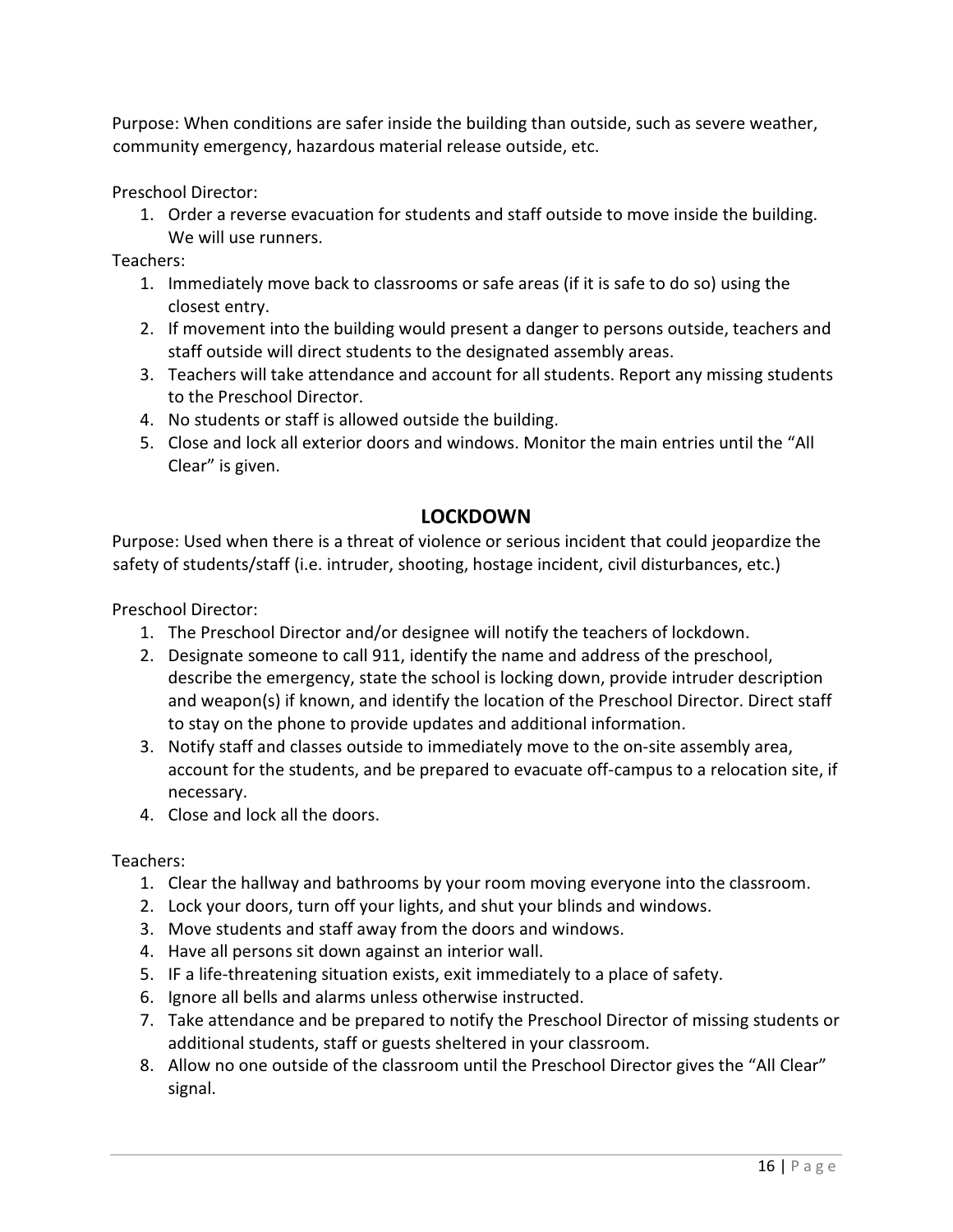Purpose: When conditions are safer inside the building than outside, such as severe weather, community emergency, hazardous material release outside, etc.

Preschool Director:

1. Order a reverse evacuation for students and staff outside to move inside the building. We will use runners.

Teachers:

1. Immediately move back to classrooms or safe areas (if it is safe to do so) using the closest entry.
2. If movement into the building would present a danger to persons outside, teachers and staff outside will direct students to the designated assembly areas.
3. Teachers will take attendance and account for all students. Report any missing students to the Preschool Director.
4. No students or staff is allowed outside the building.
5. Close and lock all exterior doors and windows. Monitor the main entries until the "All Clear" is given.

## LOCKDOWN

Purpose: Used when there is a threat of violence or serious incident that could jeopardize the safety of students/staff (i.e. intruder, shooting, hostage incident, civil disturbances, etc.)

Preschool Director:

1. The Preschool Director and/or designee will notify the teachers of lockdown.
2. Designate someone to call 911, identify the name and address of the preschool, describe the emergency, state the school is locking down, provide intruder description and weapon(s) if known, and identify the location of the Preschool Director. Direct staff to stay on the phone to provide updates and additional information.
3. Notify staff and classes outside to immediately move to the on-site assembly area, account for the students, and be prepared to evacuate off-campus to a relocation site, if necessary.
4. Close and lock all the doors.

Teachers:

1. Clear the hallway and bathrooms by your room moving everyone into the classroom.
2. Lock your doors, turn off your lights, and shut your blinds and windows.
3. Move students and staff away from the doors and windows.
4. Have all persons sit down against an interior wall.
5. IF a life-threatening situation exists, exit immediately to a place of safety.
6. Ignore all bells and alarms unless otherwise instructed.
7. Take attendance and be prepared to notify the Preschool Director of missing students or additional students, staff or guests sheltered in your classroom.
8. Allow no one outside of the classroom until the Preschool Director gives the "All Clear" signal.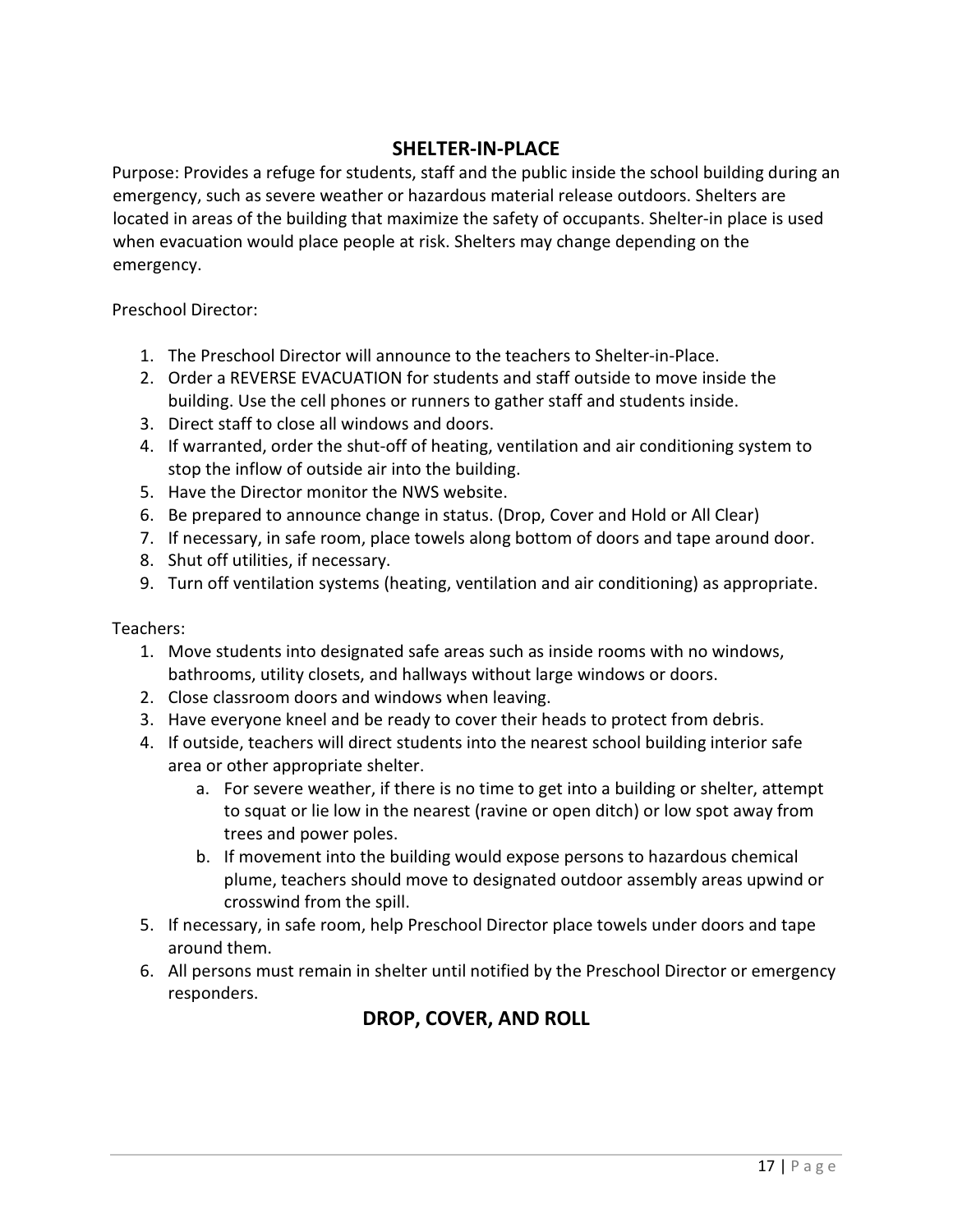## SHELTER-IN-PLACE

Purpose: Provides a refuge for students, staff and the public inside the school building during an emergency, such as severe weather or hazardous material release outdoors. Shelters are located in areas of the building that maximize the safety of occupants. Shelter-in place is used when evacuation would place people at risk. Shelters may change depending on the emergency.

Preschool Director:

1. The Preschool Director will announce to the teachers to Shelter-in-Place.
2. Order a REVERSE EVACUATION for students and staff outside to move inside the building. Use the cell phones or runners to gather staff and students inside.
3. Direct staff to close all windows and doors.
4. If warranted, order the shut-off of heating, ventilation and air conditioning system to stop the inflow of outside air into the building.
5. Have the Director monitor the NWS website.
6. Be prepared to announce change in status. (Drop, Cover and Hold or All Clear)
7. If necessary, in safe room, place towels along bottom of doors and tape around door.
8. Shut off utilities, if necessary.
9. Turn off ventilation systems (heating, ventilation and air conditioning) as appropriate.

Teachers:

1. Move students into designated safe areas such as inside rooms with no windows, bathrooms, utility closets, and hallways without large windows or doors.
2. Close classroom doors and windows when leaving.
3. Have everyone kneel and be ready to cover their heads to protect from debris.
4. If outside, teachers will direct students into the nearest school building interior safe area or other appropriate shelter.
   a. For severe weather, if there is no time to get into a building or shelter, attempt to squat or lie low in the nearest (ravine or open ditch) or low spot away from trees and power poles.
   b. If movement into the building would expose persons to hazardous chemical plume, teachers should move to designated outdoor assembly areas upwind or crosswind from the spill.
5. If necessary, in safe room, help Preschool Director place towels under doors and tape around them.
6. All persons must remain in shelter until notified by the Preschool Director or emergency responders.

## DROP, COVER, AND ROLL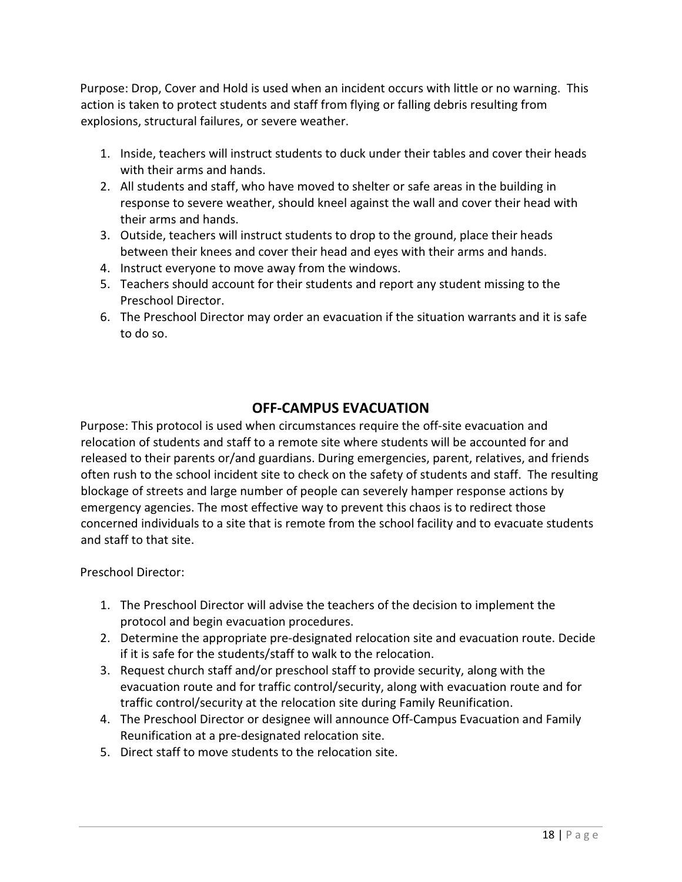Purpose: Drop, Cover and Hold is used when an incident occurs with little or no warning. This action is taken to protect students and staff from flying or falling debris resulting from explosions, structural failures, or severe weather.

1. Inside, teachers will instruct students to duck under their tables and cover their heads with their arms and hands.
2. All students and staff, who have moved to shelter or safe areas in the building in response to severe weather, should kneel against the wall and cover their head with their arms and hands.
3. Outside, teachers will instruct students to drop to the ground, place their heads between their knees and cover their head and eyes with their arms and hands.
4. Instruct everyone to move away from the windows.
5. Teachers should account for their students and report any student missing to the Preschool Director.
6. The Preschool Director may order an evacuation if the situation warrants and it is safe to do so.

## OFF-CAMPUS EVACUATION

Purpose: This protocol is used when circumstances require the off-site evacuation and relocation of students and staff to a remote site where students will be accounted for and released to their parents or/and guardians. During emergencies, parent, relatives, and friends often rush to the school incident site to check on the safety of students and staff. The resulting blockage of streets and large number of people can severely hamper response actions by emergency agencies. The most effective way to prevent this chaos is to redirect those concerned individuals to a site that is remote from the school facility and to evacuate students and staff to that site.

Preschool Director:

1. The Preschool Director will advise the teachers of the decision to implement the protocol and begin evacuation procedures.
2. Determine the appropriate pre-designated relocation site and evacuation route. Decide if it is safe for the students/staff to walk to the relocation.
3. Request church staff and/or preschool staff to provide security, along with the evacuation route and for traffic control/security, along with evacuation route and for traffic control/security at the relocation site during Family Reunification.
4. The Preschool Director or designee will announce Off-Campus Evacuation and Family Reunification at a pre-designated relocation site.
5. Direct staff to move students to the relocation site.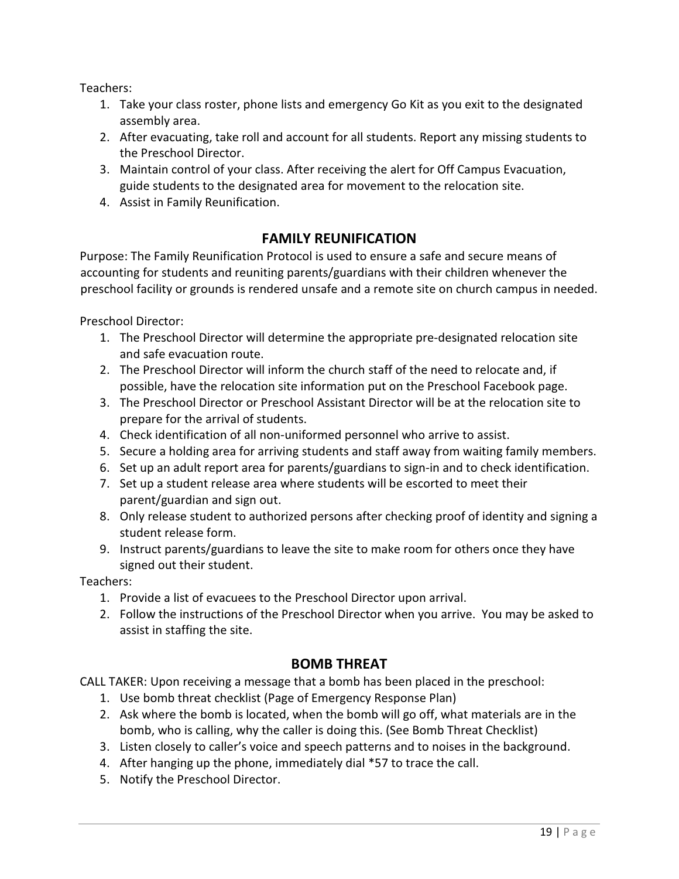Teachers:

1. Take your class roster, phone lists and emergency Go Kit as you exit to the designated assembly area.
2. After evacuating, take roll and account for all students. Report any missing students to the Preschool Director.
3. Maintain control of your class. After receiving the alert for Off Campus Evacuation, guide students to the designated area for movement to the relocation site.
4. Assist in Family Reunification.

## FAMILY REUNIFICATION

Purpose: The Family Reunification Protocol is used to ensure a safe and secure means of accounting for students and reuniting parents/guardians with their children whenever the preschool facility or grounds is rendered unsafe and a remote site on church campus in needed.

Preschool Director:

1. The Preschool Director will determine the appropriate pre-designated relocation site and safe evacuation route.
2. The Preschool Director will inform the church staff of the need to relocate and, if possible, have the relocation site information put on the Preschool Facebook page.
3. The Preschool Director or Preschool Assistant Director will be at the relocation site to prepare for the arrival of students.
4. Check identification of all non-uniformed personnel who arrive to assist.
5. Secure a holding area for arriving students and staff away from waiting family members.
6. Set up an adult report area for parents/guardians to sign-in and to check identification.
7. Set up a student release area where students will be escorted to meet their parent/guardian and sign out.
8. Only release student to authorized persons after checking proof of identity and signing a student release form.
9. Instruct parents/guardians to leave the site to make room for others once they have signed out their student.

Teachers:

1. Provide a list of evacuees to the Preschool Director upon arrival.
2. Follow the instructions of the Preschool Director when you arrive. You may be asked to assist in staffing the site.

## BOMB THREAT

CALL TAKER: Upon receiving a message that a bomb has been placed in the preschool:

1. Use bomb threat checklist (Page of Emergency Response Plan)
2. Ask where the bomb is located, when the bomb will go off, what materials are in the bomb, who is calling, why the caller is doing this. (See Bomb Threat Checklist)
3. Listen closely to caller's voice and speech patterns and to noises in the background.
4. After hanging up the phone, immediately dial *57 to trace the call.
5. Notify the Preschool Director.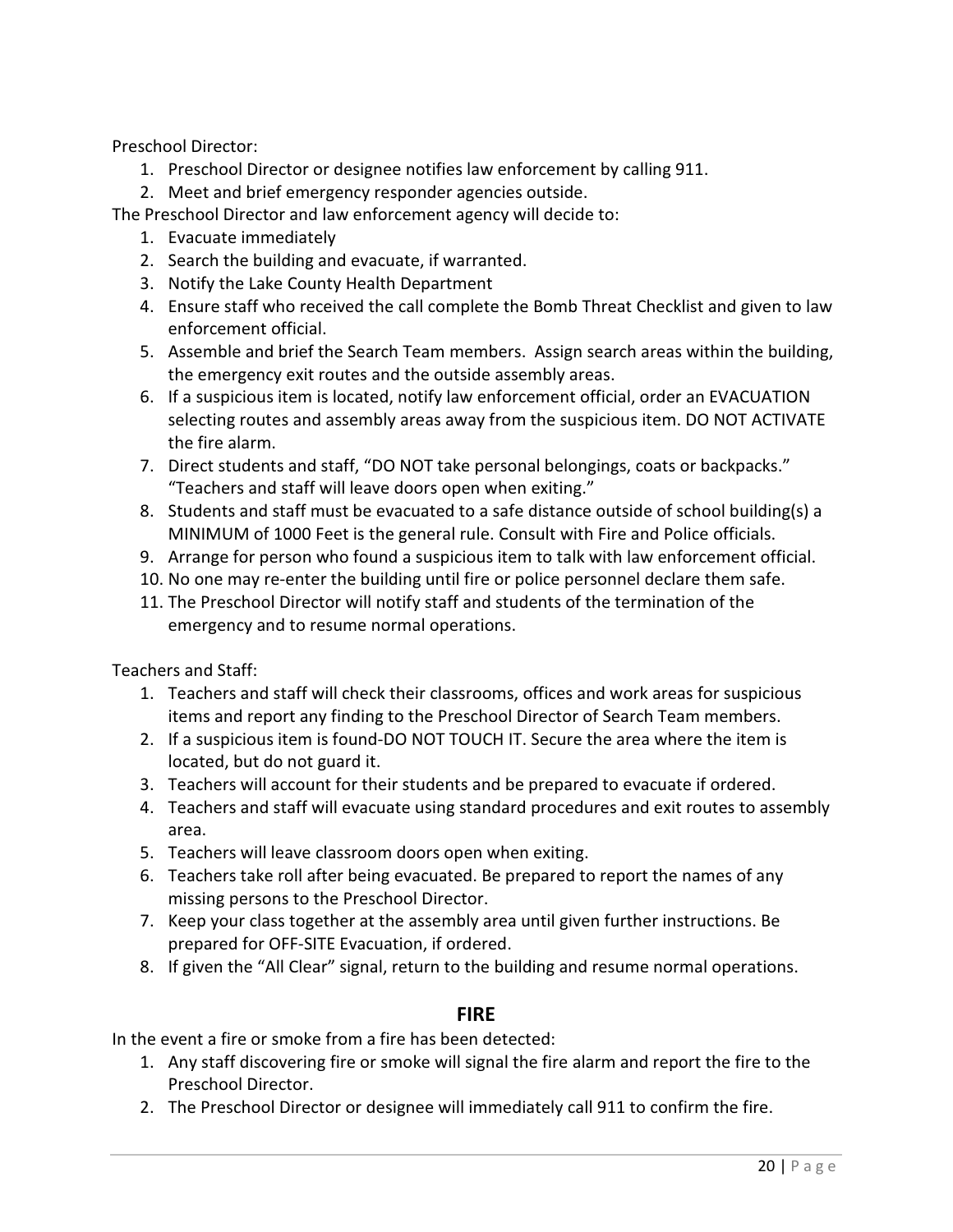Preschool Director:

1. Preschool Director or designee notifies law enforcement by calling 911.
2. Meet and brief emergency responder agencies outside.

The Preschool Director and law enforcement agency will decide to:

1. Evacuate immediately
2. Search the building and evacuate, if warranted.
3. Notify the Lake County Health Department
4. Ensure staff who received the call complete the Bomb Threat Checklist and given to law enforcement official.
5. Assemble and brief the Search Team members. Assign search areas within the building, the emergency exit routes and the outside assembly areas.
6. If a suspicious item is located, notify law enforcement official, order an EVACUATION selecting routes and assembly areas away from the suspicious item. DO NOT ACTIVATE the fire alarm.
7. Direct students and staff, "DO NOT take personal belongings, coats or backpacks." "Teachers and staff will leave doors open when exiting."
8. Students and staff must be evacuated to a safe distance outside of school building(s) a MINIMUM of 1000 Feet is the general rule. Consult with Fire and Police officials.
9. Arrange for person who found a suspicious item to talk with law enforcement official.
10. No one may re-enter the building until fire or police personnel declare them safe.
11. The Preschool Director will notify staff and students of the termination of the emergency and to resume normal operations.

Teachers and Staff:

1. Teachers and staff will check their classrooms, offices and work areas for suspicious items and report any finding to the Preschool Director of Search Team members.
2. If a suspicious item is found-DO NOT TOUCH IT. Secure the area where the item is located, but do not guard it.
3. Teachers will account for their students and be prepared to evacuate if ordered.
4. Teachers and staff will evacuate using standard procedures and exit routes to assembly area.
5. Teachers will leave classroom doors open when exiting.
6. Teachers take roll after being evacuated. Be prepared to report the names of any missing persons to the Preschool Director.
7. Keep your class together at the assembly area until given further instructions. Be prepared for OFF-SITE Evacuation, if ordered.
8. If given the "All Clear" signal, return to the building and resume normal operations.

## FIRE

In the event a fire or smoke from a fire has been detected:

1. Any staff discovering fire or smoke will signal the fire alarm and report the fire to the Preschool Director.
2. The Preschool Director or designee will immediately call 911 to confirm the fire.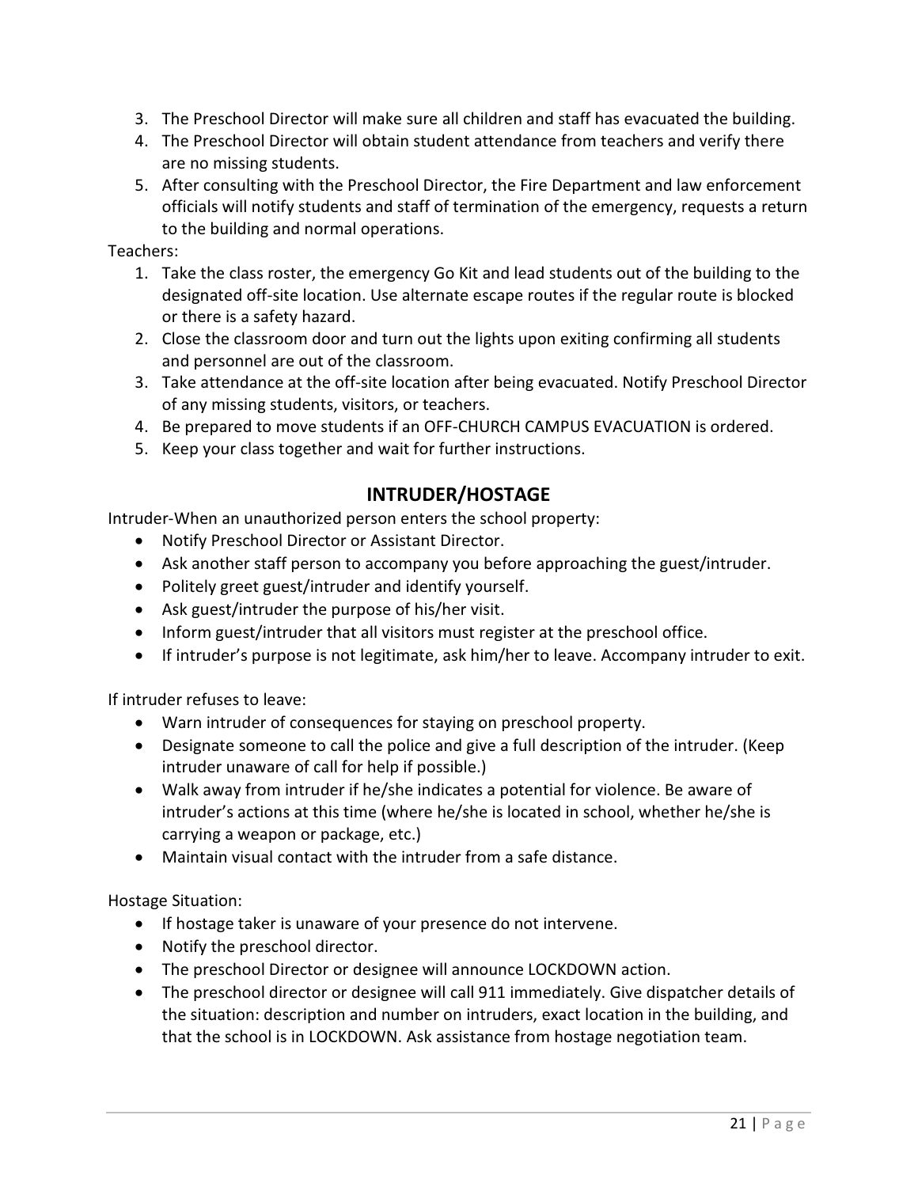3. The Preschool Director will make sure all children and staff has evacuated the building.
4. The Preschool Director will obtain student attendance from teachers and verify there are no missing students.
5. After consulting with the Preschool Director, the Fire Department and law enforcement officials will notify students and staff of termination of the emergency, requests a return to the building and normal operations.

Teachers:

1. Take the class roster, the emergency Go Kit and lead students out of the building to the designated off-site location. Use alternate escape routes if the regular route is blocked or there is a safety hazard.
2. Close the classroom door and turn out the lights upon exiting confirming all students and personnel are out of the classroom.
3. Take attendance at the off-site location after being evacuated. Notify Preschool Director of any missing students, visitors, or teachers.
4. Be prepared to move students if an OFF-CHURCH CAMPUS EVACUATION is ordered.
5. Keep your class together and wait for further instructions.

## INTRUDER/HOSTAGE

Intruder-When an unauthorized person enters the school property:

- Notify Preschool Director or Assistant Director.
- Ask another staff person to accompany you before approaching the guest/intruder.
- Politely greet guest/intruder and identify yourself.
- Ask guest/intruder the purpose of his/her visit.
- Inform guest/intruder that all visitors must register at the preschool office.
- If intruder's purpose is not legitimate, ask him/her to leave. Accompany intruder to exit.

If intruder refuses to leave:

- Warn intruder of consequences for staying on preschool property.
- Designate someone to call the police and give a full description of the intruder. (Keep intruder unaware of call for help if possible.)
- Walk away from intruder if he/she indicates a potential for violence. Be aware of intruder's actions at this time (where he/she is located in school, whether he/she is carrying a weapon or package, etc.)
- Maintain visual contact with the intruder from a safe distance.

Hostage Situation:

- If hostage taker is unaware of your presence do not intervene.
- Notify the preschool director.
- The preschool Director or designee will announce LOCKDOWN action.
- The preschool director or designee will call 911 immediately. Give dispatcher details of the situation: description and number on intruders, exact location in the building, and that the school is in LOCKDOWN. Ask assistance from hostage negotiation team.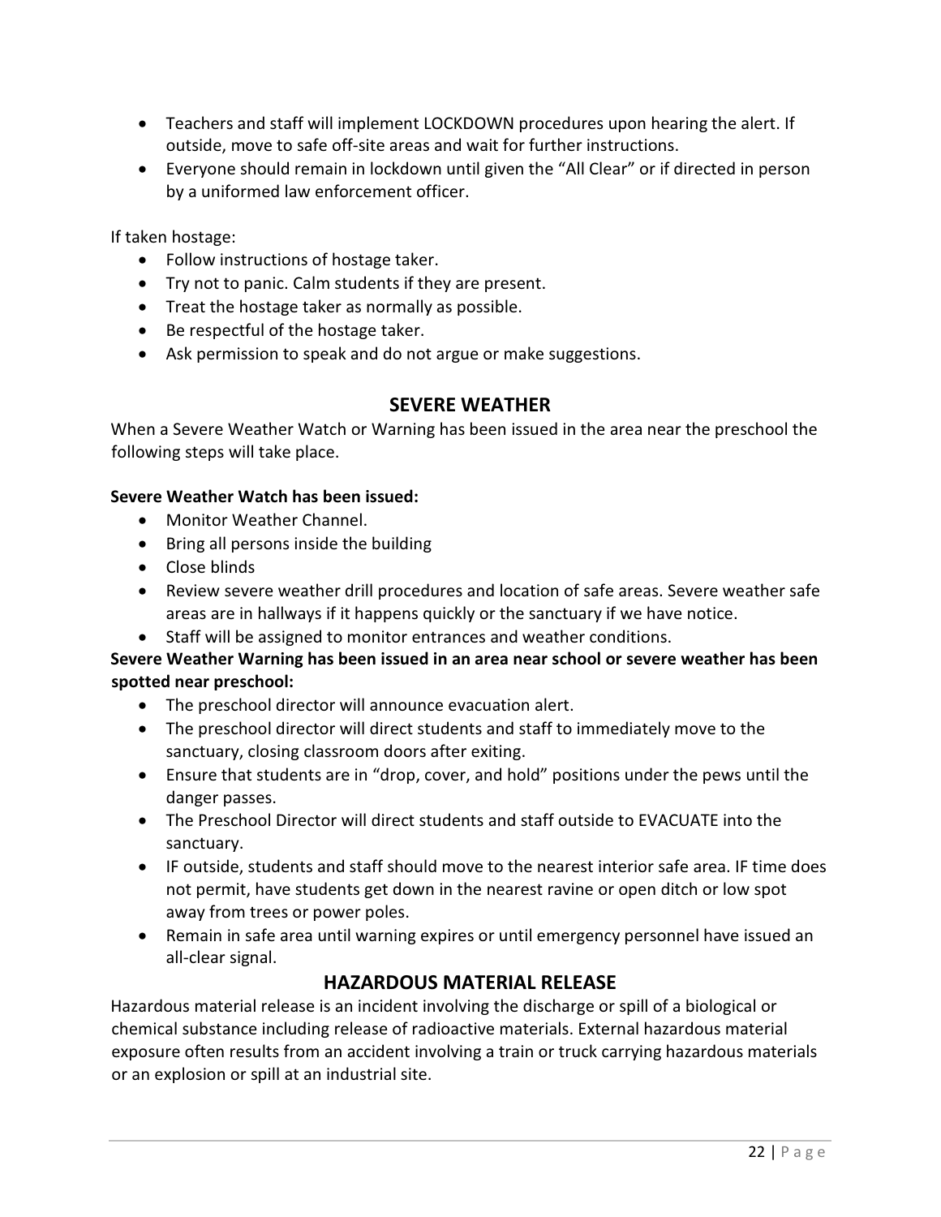- Teachers and staff will implement LOCKDOWN procedures upon hearing the alert. If outside, move to safe off-site areas and wait for further instructions.
- Everyone should remain in lockdown until given the "All Clear" or if directed in person by a uniformed law enforcement officer.

If taken hostage:

- Follow instructions of hostage taker.
- Try not to panic. Calm students if they are present.
- Treat the hostage taker as normally as possible.
- Be respectful of the hostage taker.
- Ask permission to speak and do not argue or make suggestions.

## SEVERE WEATHER

When a Severe Weather Watch or Warning has been issued in the area near the preschool the following steps will take place.

**Severe Weather Watch has been issued:**

- Monitor Weather Channel.
- Bring all persons inside the building
- Close blinds
- Review severe weather drill procedures and location of safe areas. Severe weather safe areas are in hallways if it happens quickly or the sanctuary if we have notice.
- Staff will be assigned to monitor entrances and weather conditions.

**Severe Weather Warning has been issued in an area near school or severe weather has been spotted near preschool:**

- The preschool director will announce evacuation alert.
- The preschool director will direct students and staff to immediately move to the sanctuary, closing classroom doors after exiting.
- Ensure that students are in "drop, cover, and hold" positions under the pews until the danger passes.
- The Preschool Director will direct students and staff outside to EVACUATE into the sanctuary.
- IF outside, students and staff should move to the nearest interior safe area. IF time does not permit, have students get down in the nearest ravine or open ditch or low spot away from trees or power poles.
- Remain in safe area until warning expires or until emergency personnel have issued an all-clear signal.

## HAZARDOUS MATERIAL RELEASE

Hazardous material release is an incident involving the discharge or spill of a biological or chemical substance including release of radioactive materials. External hazardous material exposure often results from an accident involving a train or truck carrying hazardous materials or an explosion or spill at an industrial site.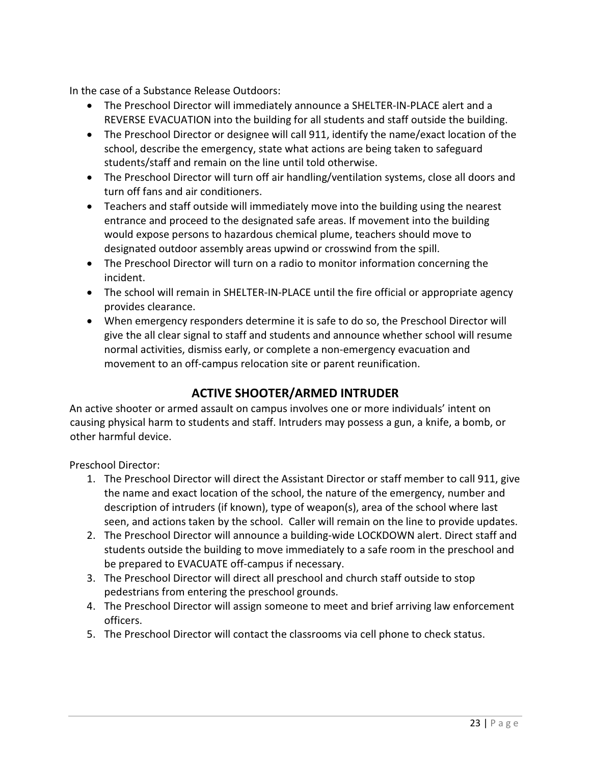In the case of a Substance Release Outdoors:

- The Preschool Director will immediately announce a SHELTER-IN-PLACE alert and a REVERSE EVACUATION into the building for all students and staff outside the building.
- The Preschool Director or designee will call 911, identify the name/exact location of the school, describe the emergency, state what actions are being taken to safeguard students/staff and remain on the line until told otherwise.
- The Preschool Director will turn off air handling/ventilation systems, close all doors and turn off fans and air conditioners.
- Teachers and staff outside will immediately move into the building using the nearest entrance and proceed to the designated safe areas. If movement into the building would expose persons to hazardous chemical plume, teachers should move to designated outdoor assembly areas upwind or crosswind from the spill.
- The Preschool Director will turn on a radio to monitor information concerning the incident.
- The school will remain in SHELTER-IN-PLACE until the fire official or appropriate agency provides clearance.
- When emergency responders determine it is safe to do so, the Preschool Director will give the all clear signal to staff and students and announce whether school will resume normal activities, dismiss early, or complete a non-emergency evacuation and movement to an off-campus relocation site or parent reunification.

## ACTIVE SHOOTER/ARMED INTRUDER

An active shooter or armed assault on campus involves one or more individuals' intent on causing physical harm to students and staff. Intruders may possess a gun, a knife, a bomb, or other harmful device.

Preschool Director:

1. The Preschool Director will direct the Assistant Director or staff member to call 911, give the name and exact location of the school, the nature of the emergency, number and description of intruders (if known), type of weapon(s), area of the school where last seen, and actions taken by the school. Caller will remain on the line to provide updates.
2. The Preschool Director will announce a building-wide LOCKDOWN alert. Direct staff and students outside the building to move immediately to a safe room in the preschool and be prepared to EVACUATE off-campus if necessary.
3. The Preschool Director will direct all preschool and church staff outside to stop pedestrians from entering the preschool grounds.
4. The Preschool Director will assign someone to meet and brief arriving law enforcement officers.
5. The Preschool Director will contact the classrooms via cell phone to check status.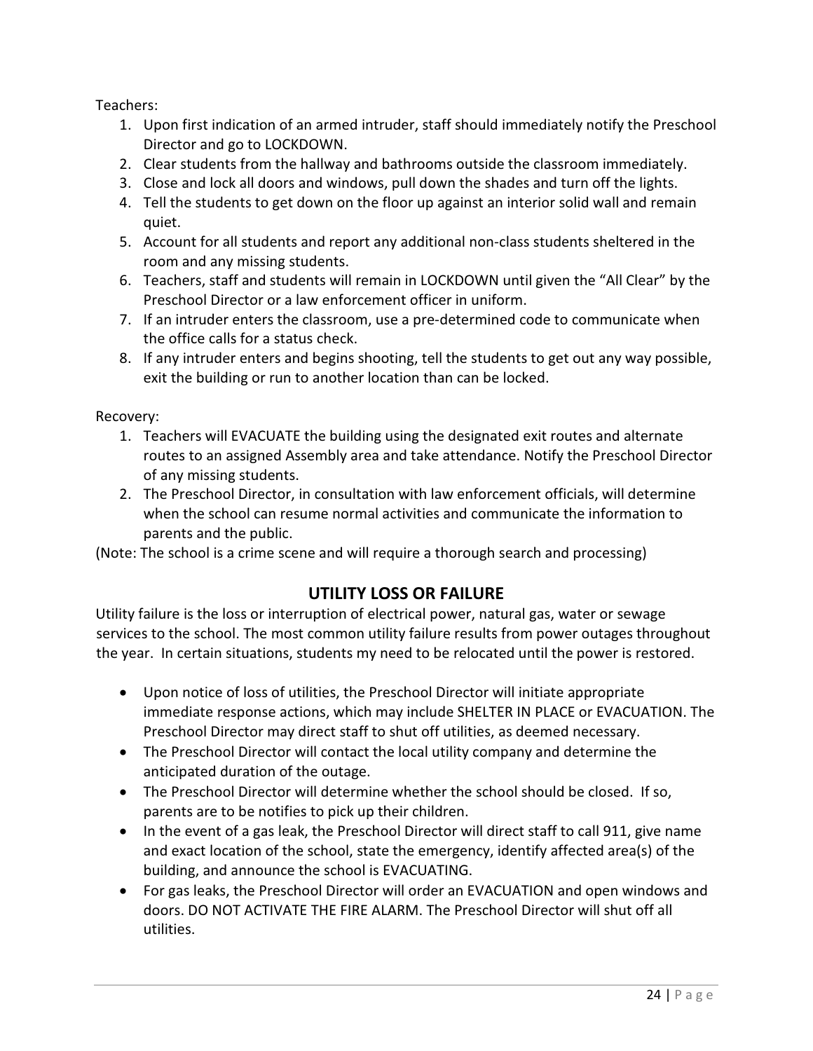Teachers:

1. Upon first indication of an armed intruder, staff should immediately notify the Preschool Director and go to LOCKDOWN.
2. Clear students from the hallway and bathrooms outside the classroom immediately.
3. Close and lock all doors and windows, pull down the shades and turn off the lights.
4. Tell the students to get down on the floor up against an interior solid wall and remain quiet.
5. Account for all students and report any additional non-class students sheltered in the room and any missing students.
6. Teachers, staff and students will remain in LOCKDOWN until given the "All Clear" by the Preschool Director or a law enforcement officer in uniform.
7. If an intruder enters the classroom, use a pre-determined code to communicate when the office calls for a status check.
8. If any intruder enters and begins shooting, tell the students to get out any way possible, exit the building or run to another location than can be locked.

Recovery:

1. Teachers will EVACUATE the building using the designated exit routes and alternate routes to an assigned Assembly area and take attendance. Notify the Preschool Director of any missing students.
2. The Preschool Director, in consultation with law enforcement officials, will determine when the school can resume normal activities and communicate the information to parents and the public.

(Note: The school is a crime scene and will require a thorough search and processing)

## UTILITY LOSS OR FAILURE

Utility failure is the loss or interruption of electrical power, natural gas, water or sewage services to the school. The most common utility failure results from power outages throughout the year. In certain situations, students my need to be relocated until the power is restored.

- Upon notice of loss of utilities, the Preschool Director will initiate appropriate immediate response actions, which may include SHELTER IN PLACE or EVACUATION. The Preschool Director may direct staff to shut off utilities, as deemed necessary.
- The Preschool Director will contact the local utility company and determine the anticipated duration of the outage.
- The Preschool Director will determine whether the school should be closed. If so, parents are to be notifies to pick up their children.
- In the event of a gas leak, the Preschool Director will direct staff to call 911, give name and exact location of the school, state the emergency, identify affected area(s) of the building, and announce the school is EVACUATING.
- For gas leaks, the Preschool Director will order an EVACUATION and open windows and doors. DO NOT ACTIVATE THE FIRE ALARM. The Preschool Director will shut off all utilities.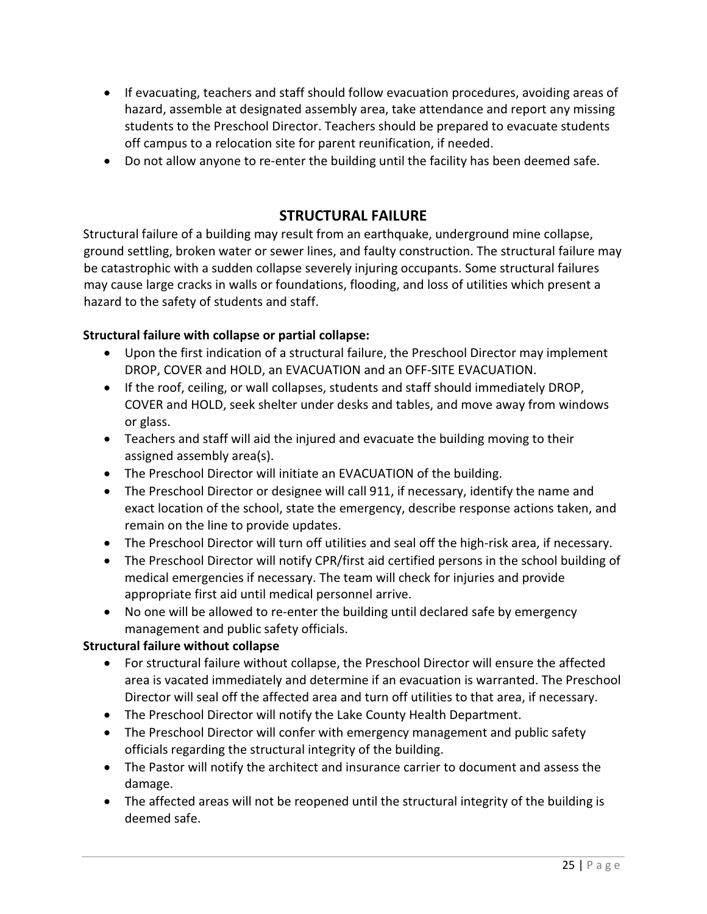- If evacuating, teachers and staff should follow evacuation procedures, avoiding areas of hazard, assemble at designated assembly area, take attendance and report any missing students to the Preschool Director. Teachers should be prepared to evacuate students off campus to a relocation site for parent reunification, if needed.
- Do not allow anyone to re-enter the building until the facility has been deemed safe.

## STRUCTURAL FAILURE

Structural failure of a building may result from an earthquake, underground mine collapse, ground settling, broken water or sewer lines, and faulty construction. The structural failure may be catastrophic with a sudden collapse severely injuring occupants. Some structural failures may cause large cracks in walls or foundations, flooding, and loss of utilities which present a hazard to the safety of students and staff.

**Structural failure with collapse or partial collapse:**

- Upon the first indication of a structural failure, the Preschool Director may implement DROP, COVER and HOLD, an EVACUATION and an OFF-SITE EVACUATION.
- If the roof, ceiling, or wall collapses, students and staff should immediately DROP, COVER and HOLD, seek shelter under desks and tables, and move away from windows or glass.
- Teachers and staff will aid the injured and evacuate the building moving to their assigned assembly area(s).
- The Preschool Director will initiate an EVACUATION of the building.
- The Preschool Director or designee will call 911, if necessary, identify the name and exact location of the school, state the emergency, describe response actions taken, and remain on the line to provide updates.
- The Preschool Director will turn off utilities and seal off the high-risk area, if necessary.
- The Preschool Director will notify CPR/first aid certified persons in the school building of medical emergencies if necessary. The team will check for injuries and provide appropriate first aid until medical personnel arrive.
- No one will be allowed to re-enter the building until declared safe by emergency management and public safety officials.

**Structural failure without collapse**

- For structural failure without collapse, the Preschool Director will ensure the affected area is vacated immediately and determine if an evacuation is warranted. The Preschool Director will seal off the affected area and turn off utilities to that area, if necessary.
- The Preschool Director will notify the Lake County Health Department.
- The Preschool Director will confer with emergency management and public safety officials regarding the structural integrity of the building.
- The Pastor will notify the architect and insurance carrier to document and assess the damage.
- The affected areas will not be reopened until the structural integrity of the building is deemed safe.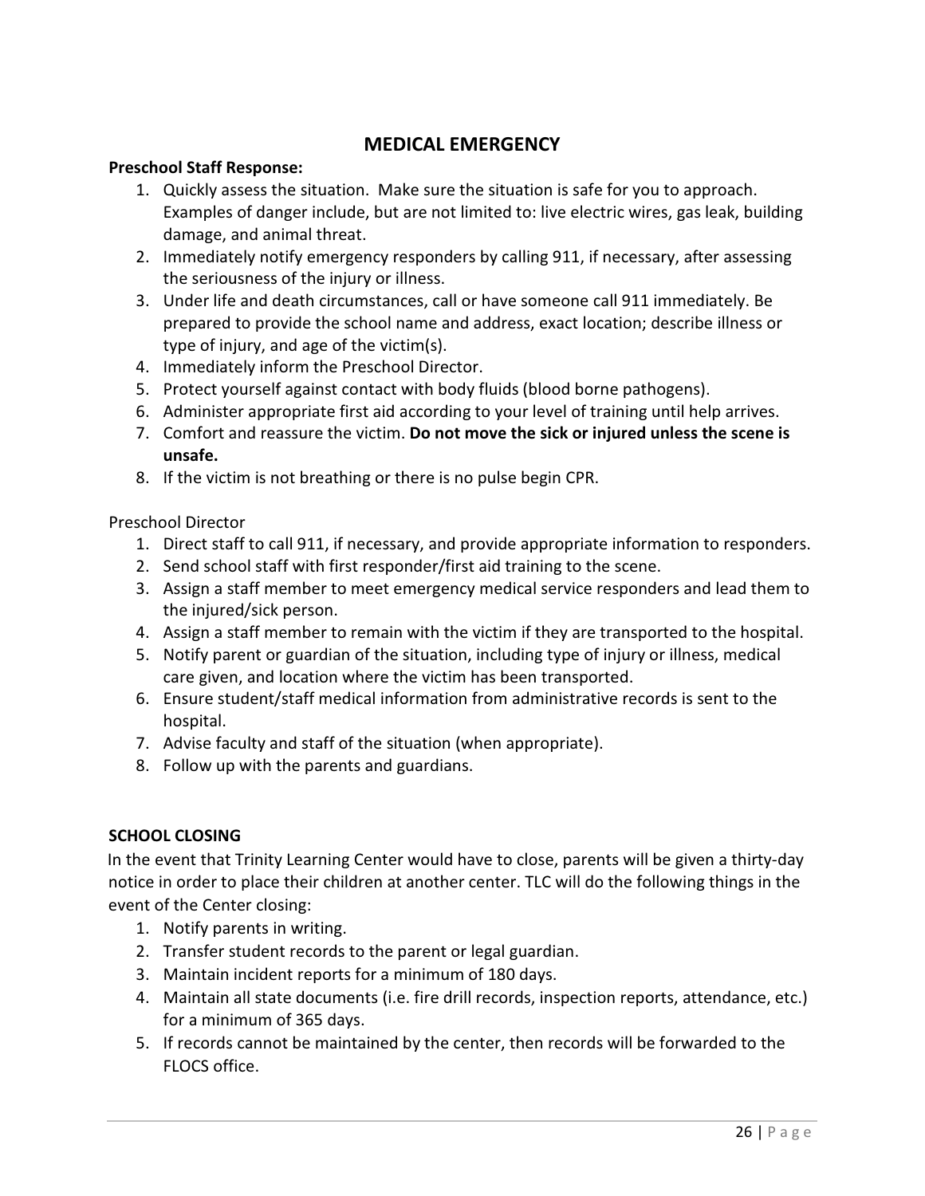## MEDICAL EMERGENCY

**Preschool Staff Response:**

1. Quickly assess the situation. Make sure the situation is safe for you to approach. Examples of danger include, but are not limited to: live electric wires, gas leak, building damage, and animal threat.
2. Immediately notify emergency responders by calling 911, if necessary, after assessing the seriousness of the injury or illness.
3. Under life and death circumstances, call or have someone call 911 immediately. Be prepared to provide the school name and address, exact location; describe illness or type of injury, and age of the victim(s).
4. Immediately inform the Preschool Director.
5. Protect yourself against contact with body fluids (blood borne pathogens).
6. Administer appropriate first aid according to your level of training until help arrives.
7. Comfort and reassure the victim. **Do not move the sick or injured unless the scene is unsafe.**
8. If the victim is not breathing or there is no pulse begin CPR.

Preschool Director

1. Direct staff to call 911, if necessary, and provide appropriate information to responders.
2. Send school staff with first responder/first aid training to the scene.
3. Assign a staff member to meet emergency medical service responders and lead them to the injured/sick person.
4. Assign a staff member to remain with the victim if they are transported to the hospital.
5. Notify parent or guardian of the situation, including type of injury or illness, medical care given, and location where the victim has been transported.
6. Ensure student/staff medical information from administrative records is sent to the hospital.
7. Advise faculty and staff of the situation (when appropriate).
8. Follow up with the parents and guardians.

**SCHOOL CLOSING**

In the event that Trinity Learning Center would have to close, parents will be given a thirty-day notice in order to place their children at another center. TLC will do the following things in the event of the Center closing:

1. Notify parents in writing.
2. Transfer student records to the parent or legal guardian.
3. Maintain incident reports for a minimum of 180 days.
4. Maintain all state documents (i.e. fire drill records, inspection reports, attendance, etc.) for a minimum of 365 days.
5. If records cannot be maintained by the center, then records will be forwarded to the FLOCS office.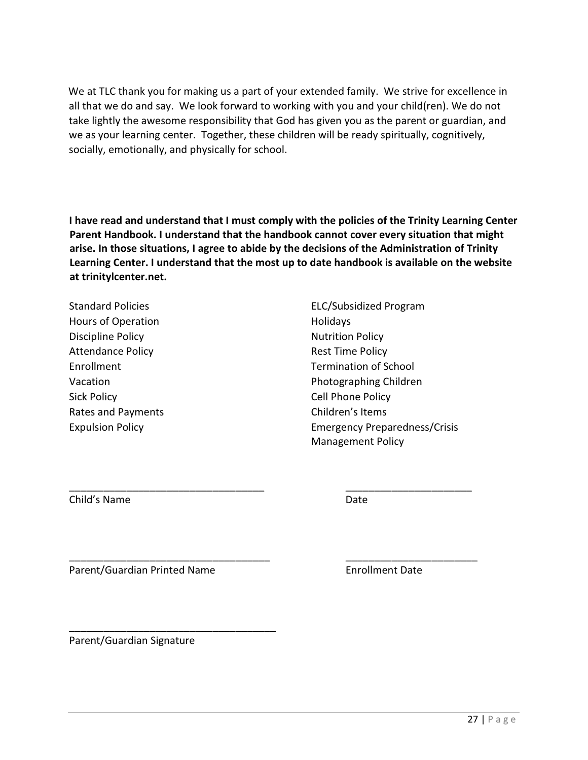We at TLC thank you for making us a part of your extended family. We strive for excellence in all that we do and say. We look forward to working with you and your child(ren). We do not take lightly the awesome responsibility that God has given you as the parent or guardian, and we as your learning center. Together, these children will be ready spiritually, cognitively, socially, emotionally, and physically for school.

**I have read and understand that I must comply with the policies of the Trinity Learning Center Parent Handbook. I understand that the handbook cannot cover every situation that might arise. In those situations, I agree to abide by the decisions of the Administration of Trinity Learning Center. I understand that the most up to date handbook is available on the website at trinitylcenter.net.**

- Standard Policies
- Hours of Operation
- Discipline Policy
- Attendance Policy
- Enrollment
- Vacation
- Sick Policy
- Rates and Payments
- Expulsion Policy
- ELC/Subsidized Program
- Holidays
- Nutrition Policy
- Rest Time Policy
- Termination of School
- Photographing Children
- Cell Phone Policy
- Children's Items
- Emergency Preparedness/Crisis Management Policy

___________________________________ ______________________
Child's Name Date

____________________________________ _______________________
Parent/Guardian Printed Name Enrollment Date

_____________________________________
Parent/Guardian Signature